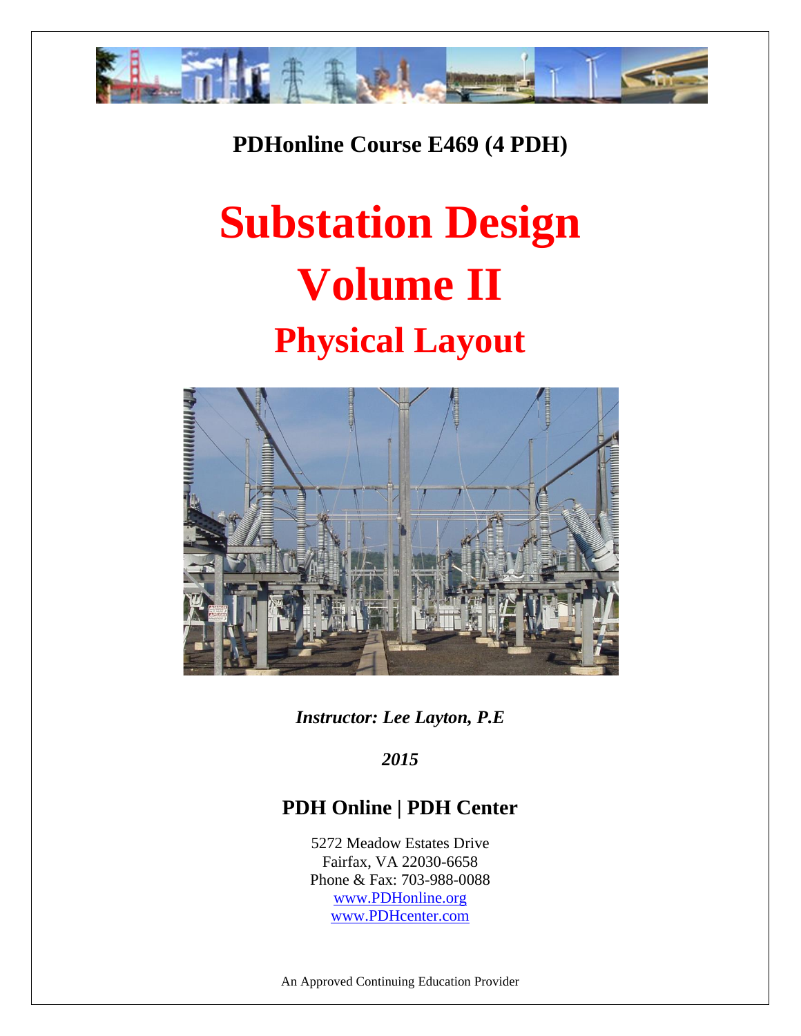**PDHonline Course E469 (4 PDH)**

# Substation Design

# Volume II

## Physical Layout

*Instructor: Lee Layton, P.E*

*2015*

### PDH Online | PDH Center

5272 Meadow Estates Drive
Fairfax, VA 22030-6658
Phone & Fax: 703-988-0088
www.PDHonline.org
www.PDHcenter.com

An Approved Continuing Education Provider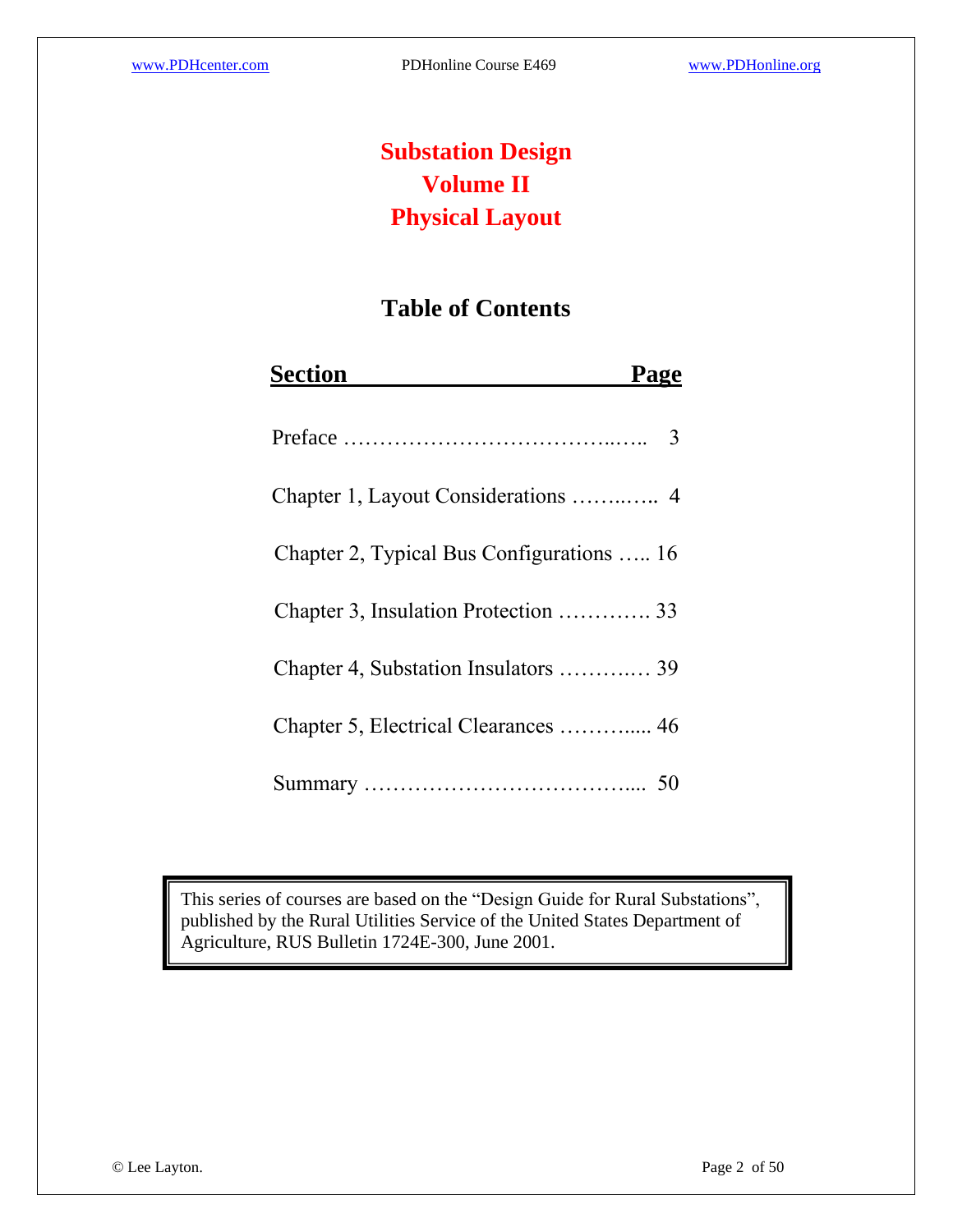# Substation Design
# Volume II
# Physical Layout

## Table of Contents

| Section | Page |
| --- | --- |
| Preface | 3 |
| Chapter 1, Layout Considerations | 4 |
| Chapter 2, Typical Bus Configurations | 16 |
| Chapter 3, Insulation Protection | 33 |
| Chapter 4, Substation Insulators | 39 |
| Chapter 5, Electrical Clearances | 46 |
| Summary | 50 |

This series of courses are based on the "Design Guide for Rural Substations", published by the Rural Utilities Service of the United States Department of Agriculture, RUS Bulletin 1724E-300, June 2001.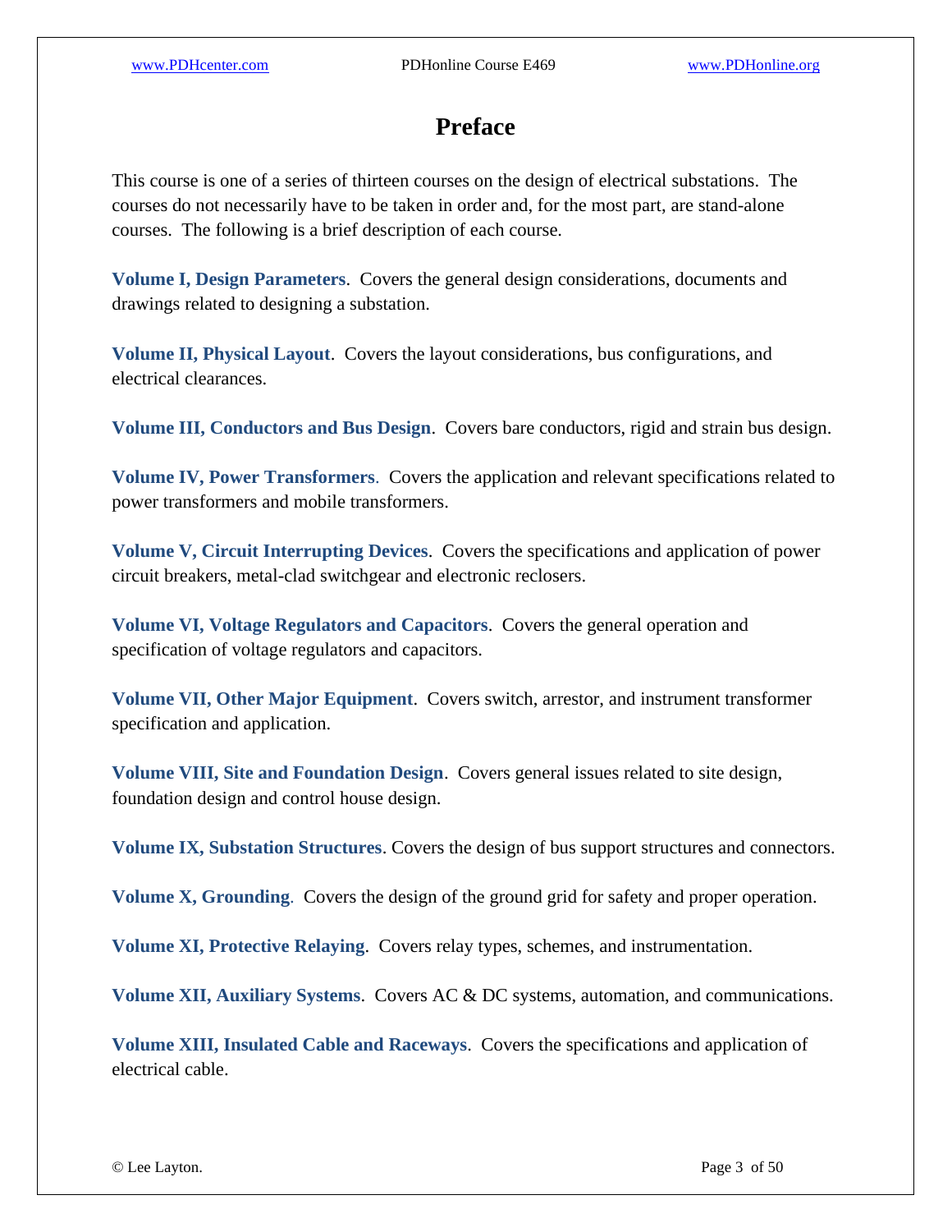# Preface

This course is one of a series of thirteen courses on the design of electrical substations. The courses do not necessarily have to be taken in order and, for the most part, are stand-alone courses. The following is a brief description of each course.

**Volume I, Design Parameters**. Covers the general design considerations, documents and drawings related to designing a substation.

**Volume II, Physical Layout**. Covers the layout considerations, bus configurations, and electrical clearances.

**Volume III, Conductors and Bus Design**. Covers bare conductors, rigid and strain bus design.

**Volume IV, Power Transformers**. Covers the application and relevant specifications related to power transformers and mobile transformers.

**Volume V, Circuit Interrupting Devices**. Covers the specifications and application of power circuit breakers, metal-clad switchgear and electronic reclosers.

**Volume VI, Voltage Regulators and Capacitors**. Covers the general operation and specification of voltage regulators and capacitors.

**Volume VII, Other Major Equipment**. Covers switch, arrestor, and instrument transformer specification and application.

**Volume VIII, Site and Foundation Design**. Covers general issues related to site design, foundation design and control house design.

**Volume IX, Substation Structures**. Covers the design of bus support structures and connectors.

**Volume X, Grounding**. Covers the design of the ground grid for safety and proper operation.

**Volume XI, Protective Relaying**. Covers relay types, schemes, and instrumentation.

**Volume XII, Auxiliary Systems**. Covers AC & DC systems, automation, and communications.

**Volume XIII, Insulated Cable and Raceways**. Covers the specifications and application of electrical cable.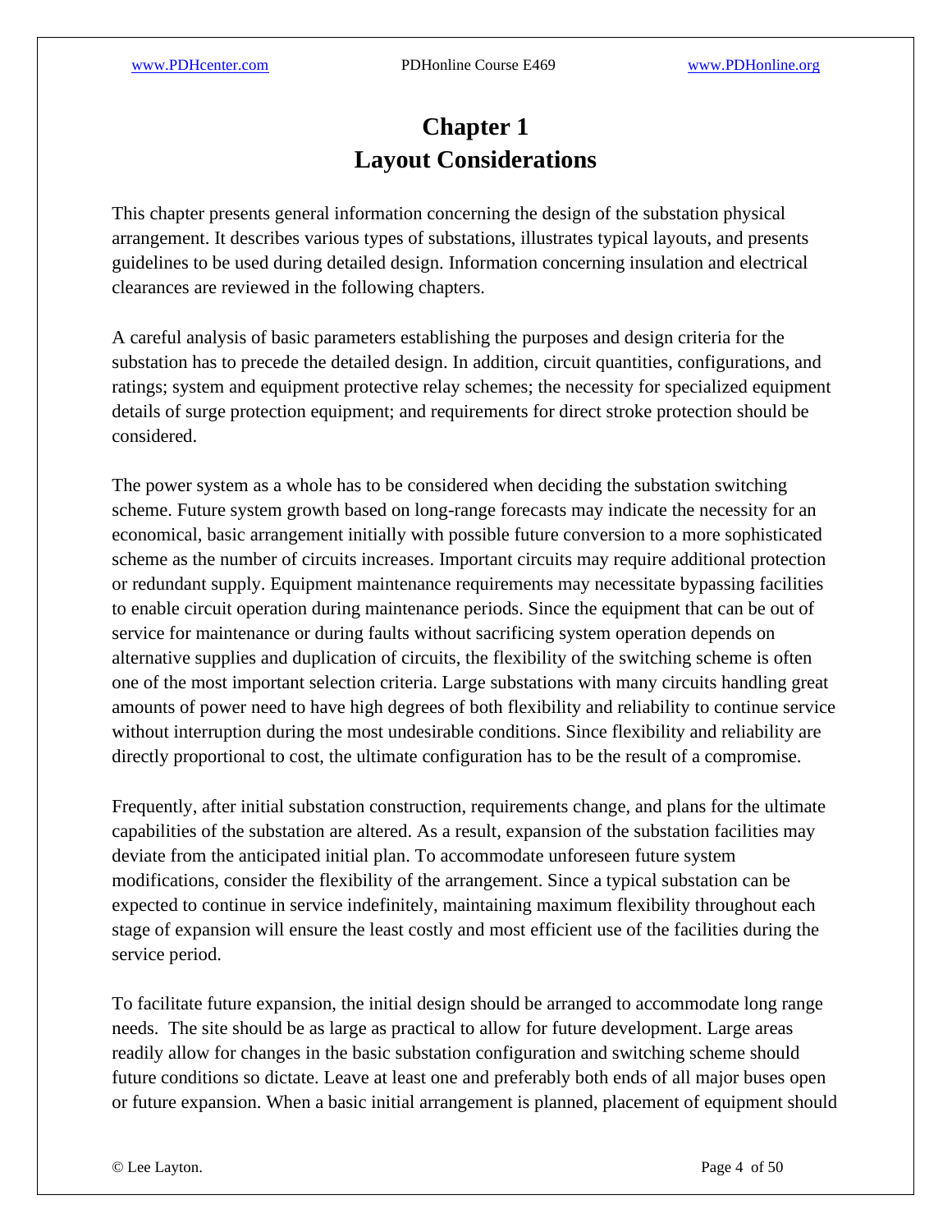# Chapter 1
# Layout Considerations

This chapter presents general information concerning the design of the substation physical arrangement. It describes various types of substations, illustrates typical layouts, and presents guidelines to be used during detailed design. Information concerning insulation and electrical clearances are reviewed in the following chapters.

A careful analysis of basic parameters establishing the purposes and design criteria for the substation has to precede the detailed design. In addition, circuit quantities, configurations, and ratings; system and equipment protective relay schemes; the necessity for specialized equipment details of surge protection equipment; and requirements for direct stroke protection should be considered.

The power system as a whole has to be considered when deciding the substation switching scheme. Future system growth based on long-range forecasts may indicate the necessity for an economical, basic arrangement initially with possible future conversion to a more sophisticated scheme as the number of circuits increases. Important circuits may require additional protection or redundant supply. Equipment maintenance requirements may necessitate bypassing facilities to enable circuit operation during maintenance periods. Since the equipment that can be out of service for maintenance or during faults without sacrificing system operation depends on alternative supplies and duplication of circuits, the flexibility of the switching scheme is often one of the most important selection criteria. Large substations with many circuits handling great amounts of power need to have high degrees of both flexibility and reliability to continue service without interruption during the most undesirable conditions. Since flexibility and reliability are directly proportional to cost, the ultimate configuration has to be the result of a compromise.

Frequently, after initial substation construction, requirements change, and plans for the ultimate capabilities of the substation are altered. As a result, expansion of the substation facilities may deviate from the anticipated initial plan. To accommodate unforeseen future system modifications, consider the flexibility of the arrangement. Since a typical substation can be expected to continue in service indefinitely, maintaining maximum flexibility throughout each stage of expansion will ensure the least costly and most efficient use of the facilities during the service period.

To facilitate future expansion, the initial design should be arranged to accommodate long range needs. The site should be as large as practical to allow for future development. Large areas readily allow for changes in the basic substation configuration and switching scheme should future conditions so dictate. Leave at least one and preferably both ends of all major buses open or future expansion. When a basic initial arrangement is planned, placement of equipment should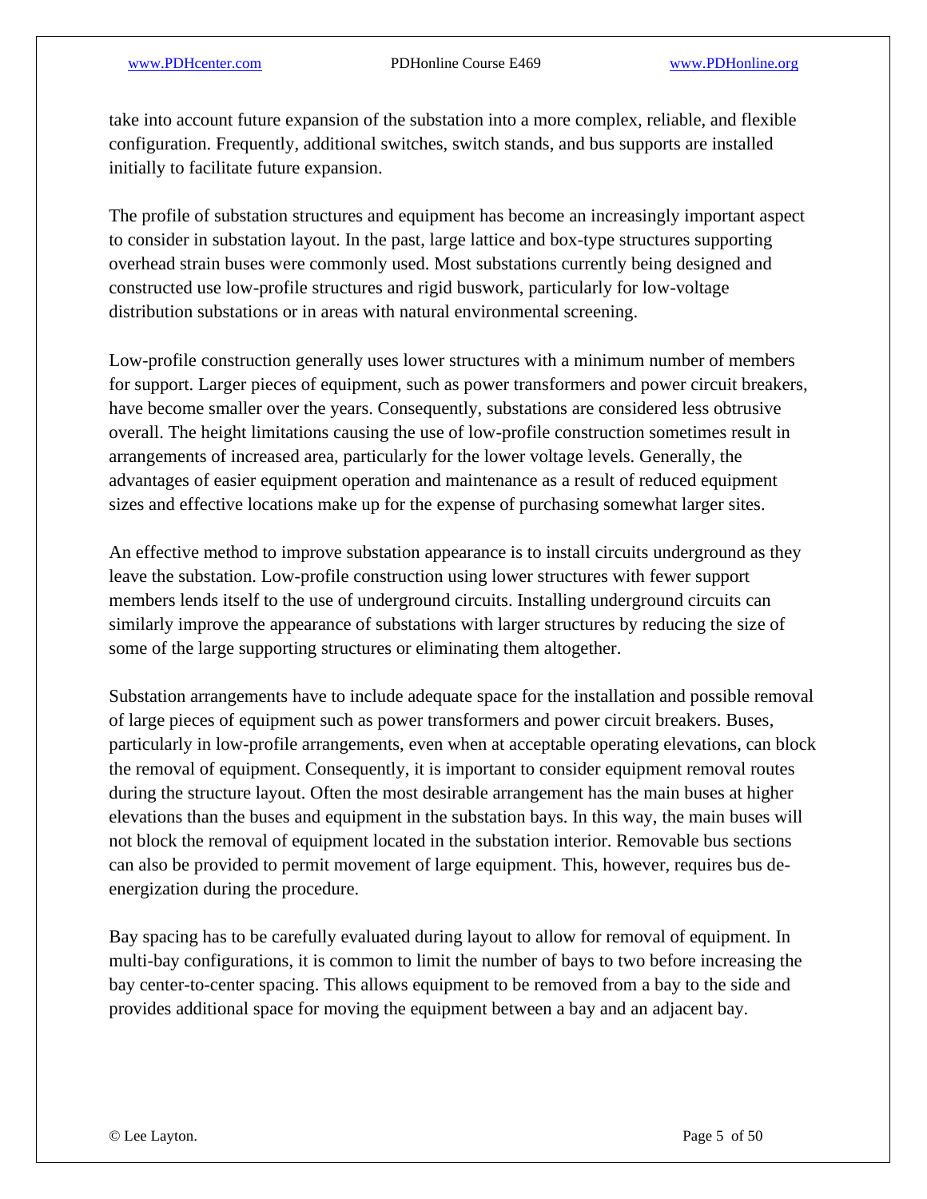take into account future expansion of the substation into a more complex, reliable, and flexible configuration. Frequently, additional switches, switch stands, and bus supports are installed initially to facilitate future expansion.

The profile of substation structures and equipment has become an increasingly important aspect to consider in substation layout. In the past, large lattice and box-type structures supporting overhead strain buses were commonly used. Most substations currently being designed and constructed use low-profile structures and rigid buswork, particularly for low-voltage distribution substations or in areas with natural environmental screening.

Low-profile construction generally uses lower structures with a minimum number of members for support. Larger pieces of equipment, such as power transformers and power circuit breakers, have become smaller over the years. Consequently, substations are considered less obtrusive overall. The height limitations causing the use of low-profile construction sometimes result in arrangements of increased area, particularly for the lower voltage levels. Generally, the advantages of easier equipment operation and maintenance as a result of reduced equipment sizes and effective locations make up for the expense of purchasing somewhat larger sites.

An effective method to improve substation appearance is to install circuits underground as they leave the substation. Low-profile construction using lower structures with fewer support members lends itself to the use of underground circuits. Installing underground circuits can similarly improve the appearance of substations with larger structures by reducing the size of some of the large supporting structures or eliminating them altogether.

Substation arrangements have to include adequate space for the installation and possible removal of large pieces of equipment such as power transformers and power circuit breakers. Buses, particularly in low-profile arrangements, even when at acceptable operating elevations, can block the removal of equipment. Consequently, it is important to consider equipment removal routes during the structure layout. Often the most desirable arrangement has the main buses at higher elevations than the buses and equipment in the substation bays. In this way, the main buses will not block the removal of equipment located in the substation interior. Removable bus sections can also be provided to permit movement of large equipment. This, however, requires bus de-energization during the procedure.

Bay spacing has to be carefully evaluated during layout to allow for removal of equipment. In multi-bay configurations, it is common to limit the number of bays to two before increasing the bay center-to-center spacing. This allows equipment to be removed from a bay to the side and provides additional space for moving the equipment between a bay and an adjacent bay.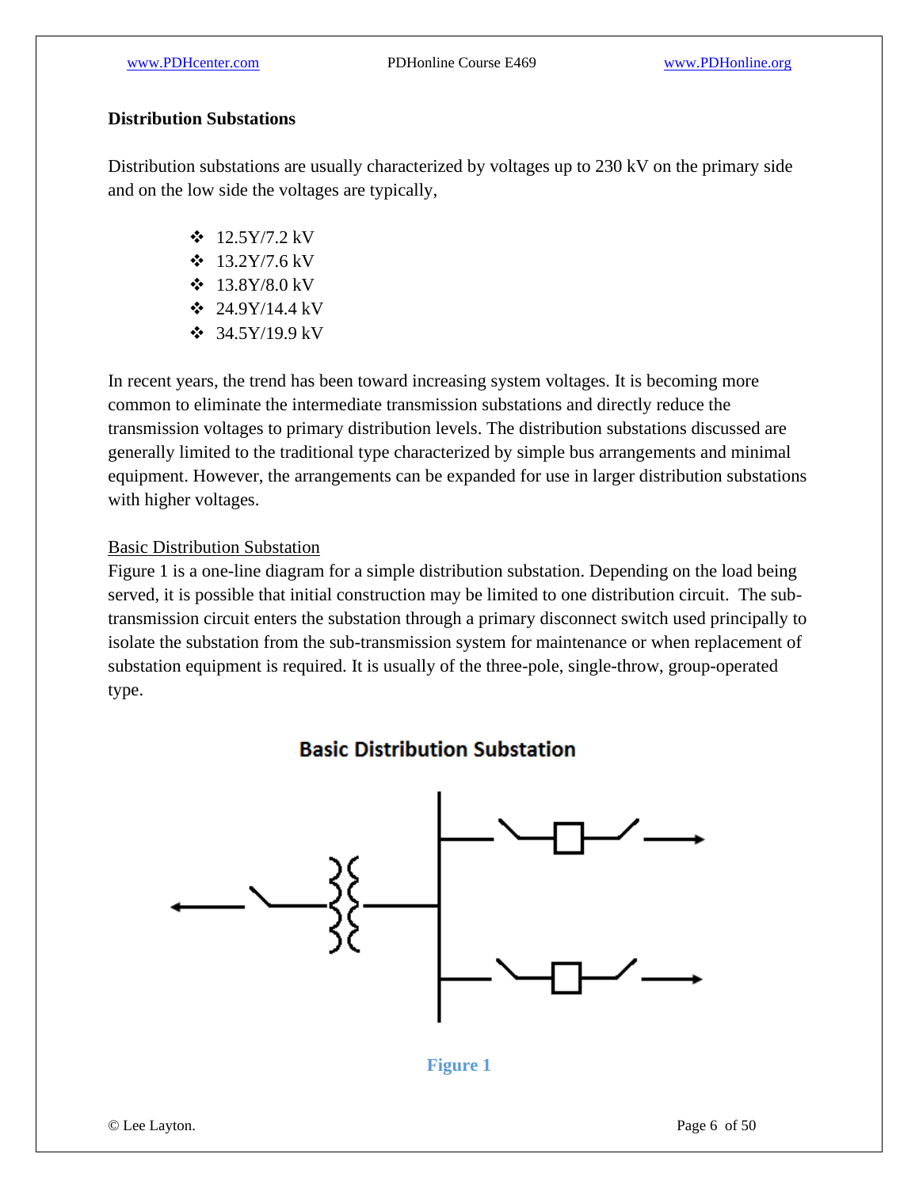## Distribution Substations

Distribution substations are usually characterized by voltages up to 230 kV on the primary side and on the low side the voltages are typically,

- 12.5Y/7.2 kV
- 13.2Y/7.6 kV
- 13.8Y/8.0 kV
- 24.9Y/14.4 kV
- 34.5Y/19.9 kV

In recent years, the trend has been toward increasing system voltages. It is becoming more common to eliminate the intermediate transmission substations and directly reduce the transmission voltages to primary distribution levels. The distribution substations discussed are generally limited to the traditional type characterized by simple bus arrangements and minimal equipment. However, the arrangements can be expanded for use in larger distribution substations with higher voltages.

### Basic Distribution Substation

Figure 1 is a one-line diagram for a simple distribution substation. Depending on the load being served, it is possible that initial construction may be limited to one distribution circuit. The sub-transmission circuit enters the substation through a primary disconnect switch used principally to isolate the substation from the sub-transmission system for maintenance or when replacement of substation equipment is required. It is usually of the three-pole, single-throw, group-operated type.

**Basic Distribution Substation**

Figure 1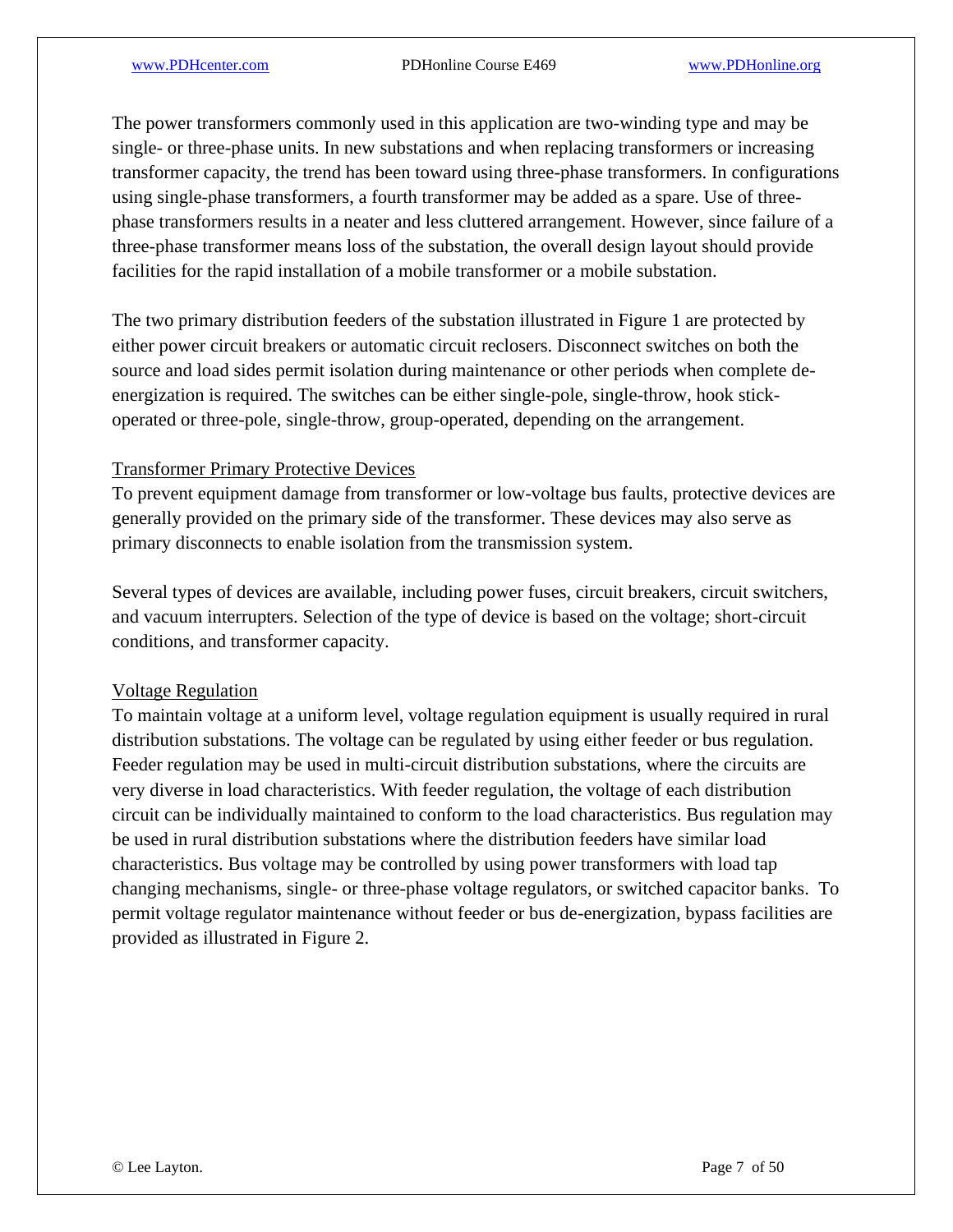The power transformers commonly used in this application are two-winding type and may be single- or three-phase units. In new substations and when replacing transformers or increasing transformer capacity, the trend has been toward using three-phase transformers. In configurations using single-phase transformers, a fourth transformer may be added as a spare. Use of three-phase transformers results in a neater and less cluttered arrangement. However, since failure of a three-phase transformer means loss of the substation, the overall design layout should provide facilities for the rapid installation of a mobile transformer or a mobile substation.

The two primary distribution feeders of the substation illustrated in Figure 1 are protected by either power circuit breakers or automatic circuit reclosers. Disconnect switches on both the source and load sides permit isolation during maintenance or other periods when complete de-energization is required. The switches can be either single-pole, single-throw, hook stick-operated or three-pole, single-throw, group-operated, depending on the arrangement.

### Transformer Primary Protective Devices

To prevent equipment damage from transformer or low-voltage bus faults, protective devices are generally provided on the primary side of the transformer. These devices may also serve as primary disconnects to enable isolation from the transmission system.

Several types of devices are available, including power fuses, circuit breakers, circuit switchers, and vacuum interrupters. Selection of the type of device is based on the voltage; short-circuit conditions, and transformer capacity.

### Voltage Regulation

To maintain voltage at a uniform level, voltage regulation equipment is usually required in rural distribution substations. The voltage can be regulated by using either feeder or bus regulation. Feeder regulation may be used in multi-circuit distribution substations, where the circuits are very diverse in load characteristics. With feeder regulation, the voltage of each distribution circuit can be individually maintained to conform to the load characteristics. Bus regulation may be used in rural distribution substations where the distribution feeders have similar load characteristics. Bus voltage may be controlled by using power transformers with load tap changing mechanisms, single- or three-phase voltage regulators, or switched capacitor banks. To permit voltage regulator maintenance without feeder or bus de-energization, bypass facilities are provided as illustrated in Figure 2.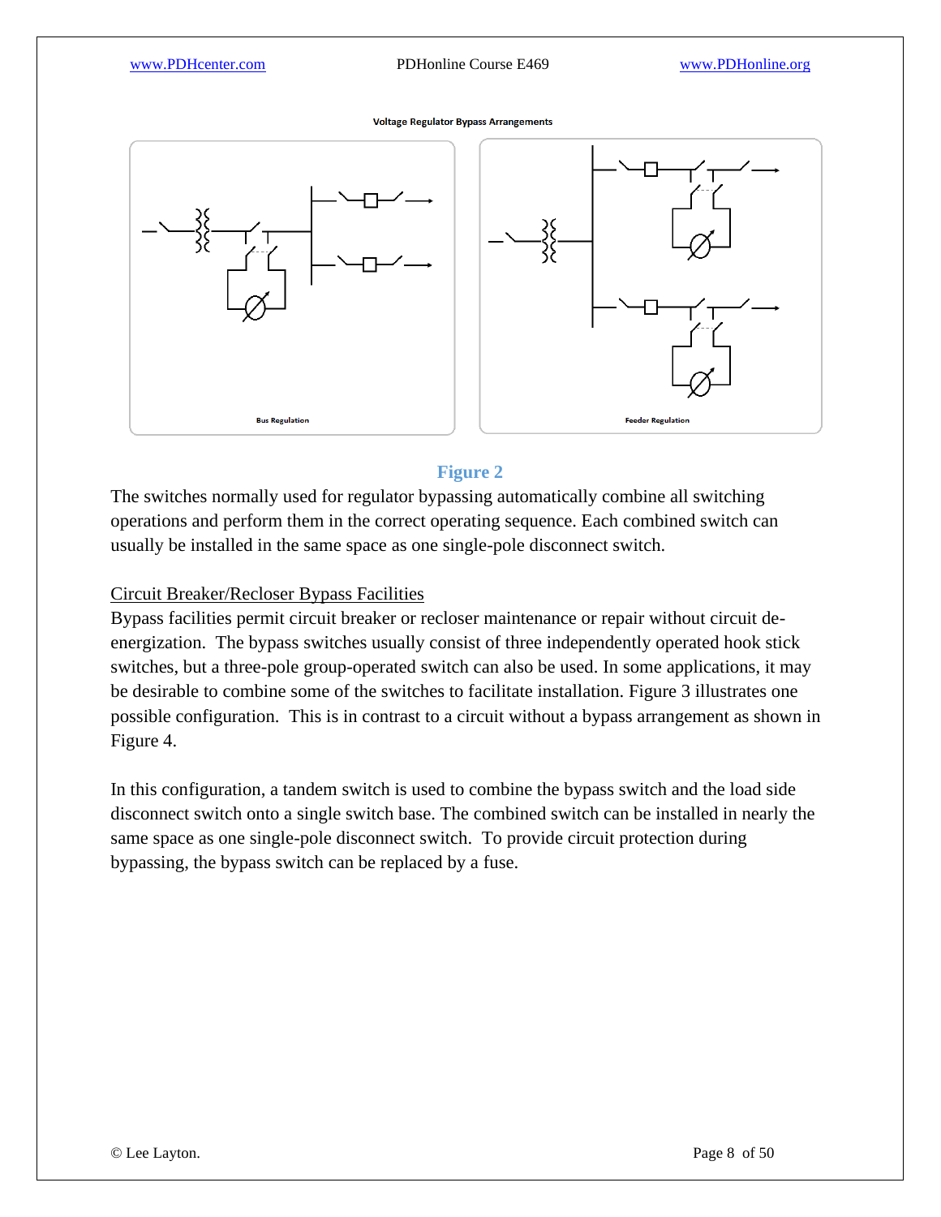Voltage Regulator Bypass Arrangements

Bus Regulation

Feeder Regulation

**Figure 2**

The switches normally used for regulator bypassing automatically combine all switching operations and perform them in the correct operating sequence. Each combined switch can usually be installed in the same space as one single-pole disconnect switch.

<u>Circuit Breaker/Recloser Bypass Facilities</u>

Bypass facilities permit circuit breaker or recloser maintenance or repair without circuit de-energization. The bypass switches usually consist of three independently operated hook stick switches, but a three-pole group-operated switch can also be used. In some applications, it may be desirable to combine some of the switches to facilitate installation. Figure 3 illustrates one possible configuration. This is in contrast to a circuit without a bypass arrangement as shown in Figure 4.

In this configuration, a tandem switch is used to combine the bypass switch and the load side disconnect switch onto a single switch base. The combined switch can be installed in nearly the same space as one single-pole disconnect switch. To provide circuit protection during bypassing, the bypass switch can be replaced by a fuse.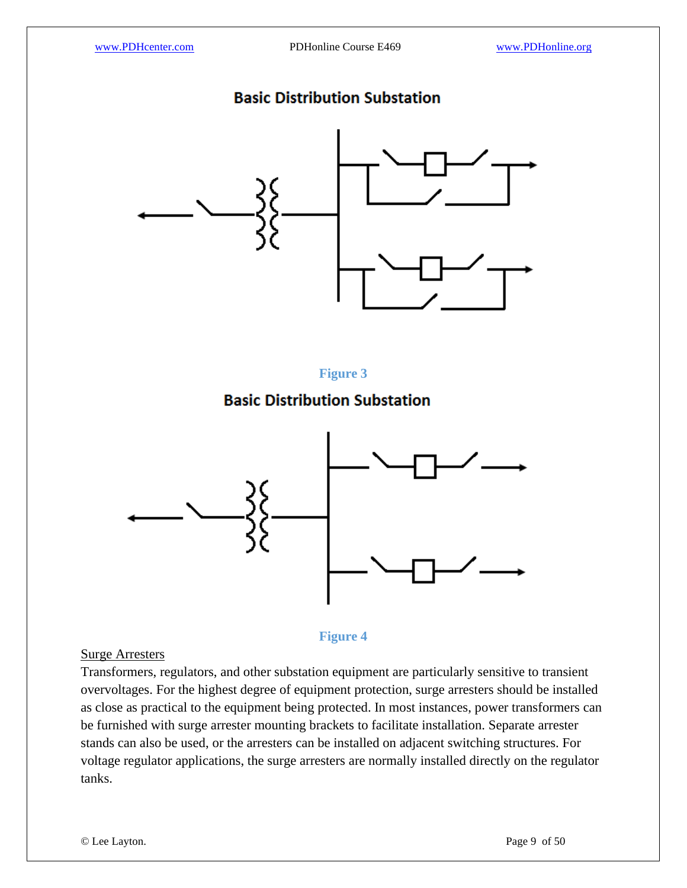**Basic Distribution Substation**

Figure 3

**Basic Distribution Substation**

Figure 4

Surge Arresters

Transformers, regulators, and other substation equipment are particularly sensitive to transient overvoltages. For the highest degree of equipment protection, surge arresters should be installed as close as practical to the equipment being protected. In most instances, power transformers can be furnished with surge arrester mounting brackets to facilitate installation. Separate arrester stands can also be used, or the arresters can be installed on adjacent switching structures. For voltage regulator applications, the surge arresters are normally installed directly on the regulator tanks.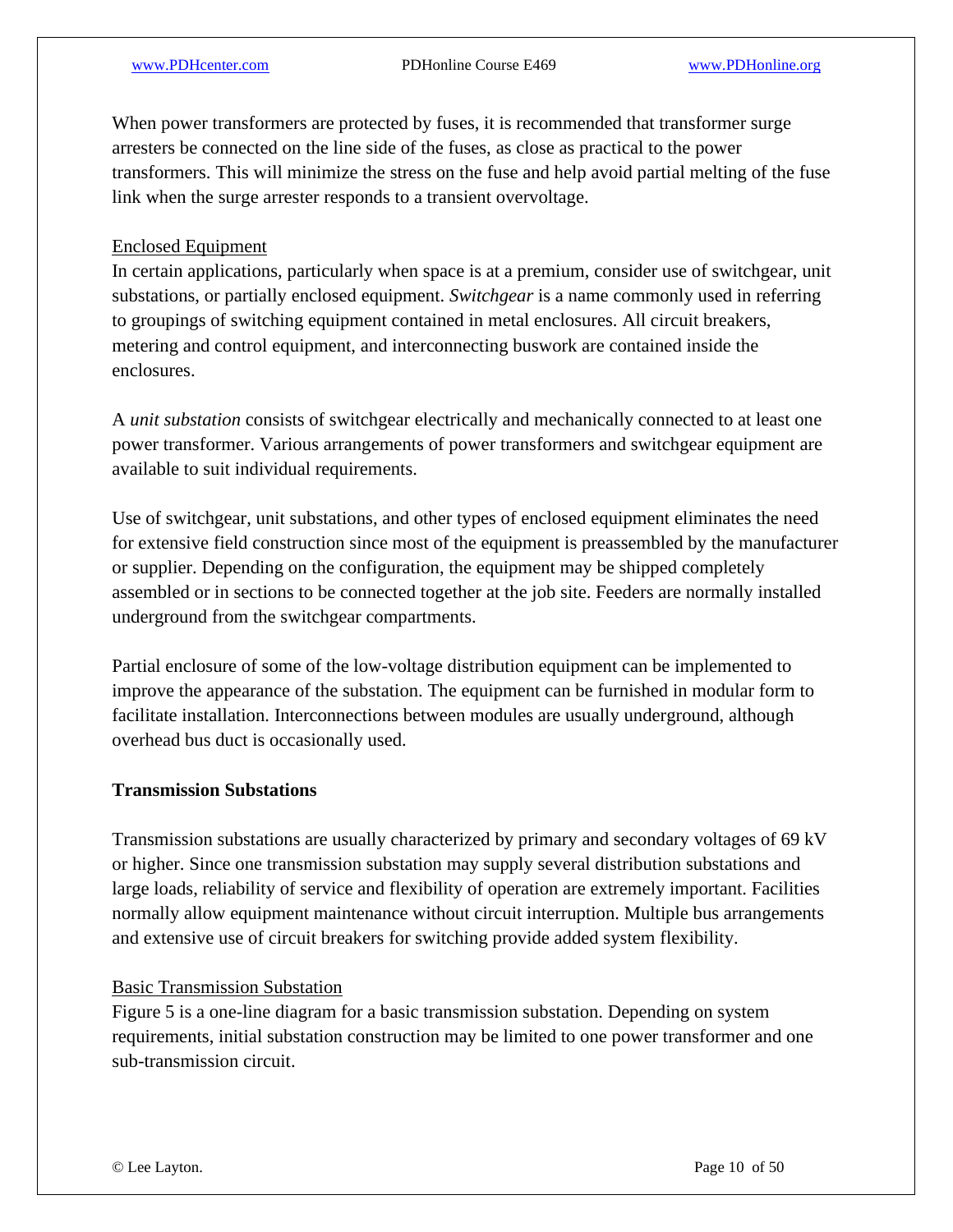When power transformers are protected by fuses, it is recommended that transformer surge arresters be connected on the line side of the fuses, as close as practical to the power transformers. This will minimize the stress on the fuse and help avoid partial melting of the fuse link when the surge arrester responds to a transient overvoltage.

Enclosed Equipment

In certain applications, particularly when space is at a premium, consider use of switchgear, unit substations, or partially enclosed equipment. *Switchgear* is a name commonly used in referring to groupings of switching equipment contained in metal enclosures. All circuit breakers, metering and control equipment, and interconnecting buswork are contained inside the enclosures.

A *unit substation* consists of switchgear electrically and mechanically connected to at least one power transformer. Various arrangements of power transformers and switchgear equipment are available to suit individual requirements.

Use of switchgear, unit substations, and other types of enclosed equipment eliminates the need for extensive field construction since most of the equipment is preassembled by the manufacturer or supplier. Depending on the configuration, the equipment may be shipped completely assembled or in sections to be connected together at the job site. Feeders are normally installed underground from the switchgear compartments.

Partial enclosure of some of the low-voltage distribution equipment can be implemented to improve the appearance of the substation. The equipment can be furnished in modular form to facilitate installation. Interconnections between modules are usually underground, although overhead bus duct is occasionally used.

## Transmission Substations

Transmission substations are usually characterized by primary and secondary voltages of 69 kV or higher. Since one transmission substation may supply several distribution substations and large loads, reliability of service and flexibility of operation are extremely important. Facilities normally allow equipment maintenance without circuit interruption. Multiple bus arrangements and extensive use of circuit breakers for switching provide added system flexibility.

Basic Transmission Substation

Figure 5 is a one-line diagram for a basic transmission substation. Depending on system requirements, initial substation construction may be limited to one power transformer and one sub-transmission circuit.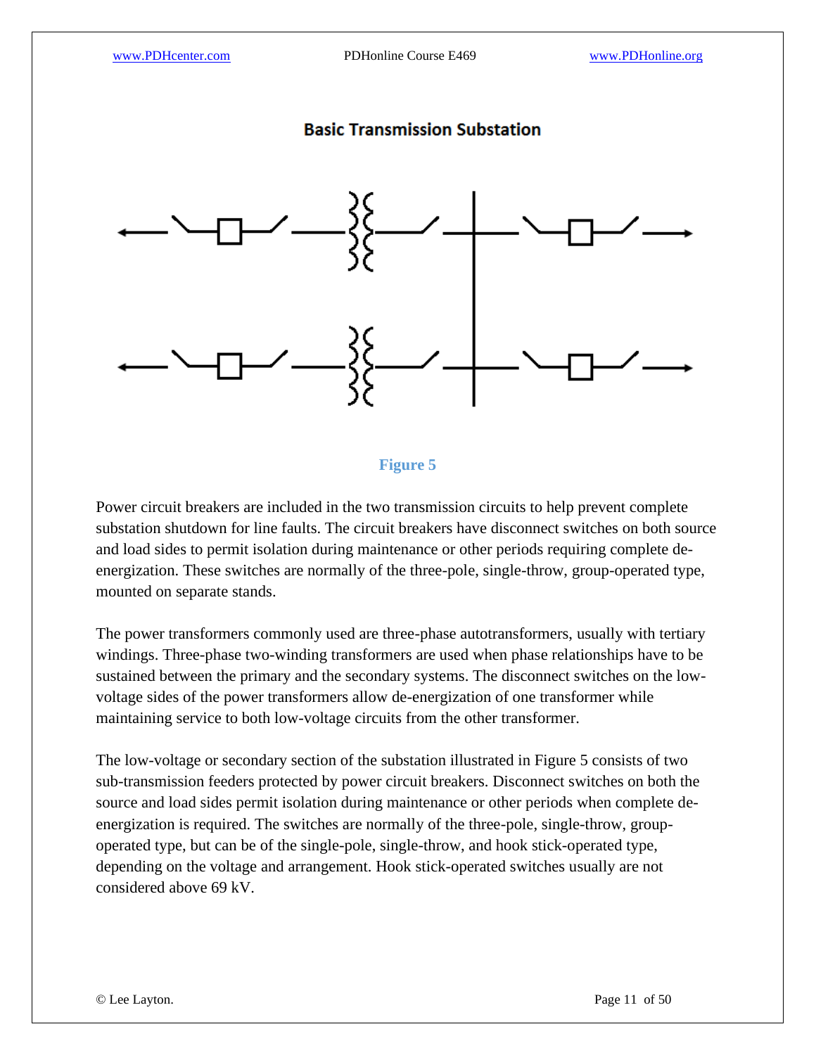## Basic Transmission Substation

Figure 5

Power circuit breakers are included in the two transmission circuits to help prevent complete substation shutdown for line faults. The circuit breakers have disconnect switches on both source and load sides to permit isolation during maintenance or other periods requiring complete de-energization. These switches are normally of the three-pole, single-throw, group-operated type, mounted on separate stands.

The power transformers commonly used are three-phase autotransformers, usually with tertiary windings. Three-phase two-winding transformers are used when phase relationships have to be sustained between the primary and the secondary systems. The disconnect switches on the low-voltage sides of the power transformers allow de-energization of one transformer while maintaining service to both low-voltage circuits from the other transformer.

The low-voltage or secondary section of the substation illustrated in Figure 5 consists of two sub-transmission feeders protected by power circuit breakers. Disconnect switches on both the source and load sides permit isolation during maintenance or other periods when complete de-energization is required. The switches are normally of the three-pole, single-throw, group-operated type, but can be of the single-pole, single-throw, and hook stick-operated type, depending on the voltage and arrangement. Hook stick-operated switches usually are not considered above 69 kV.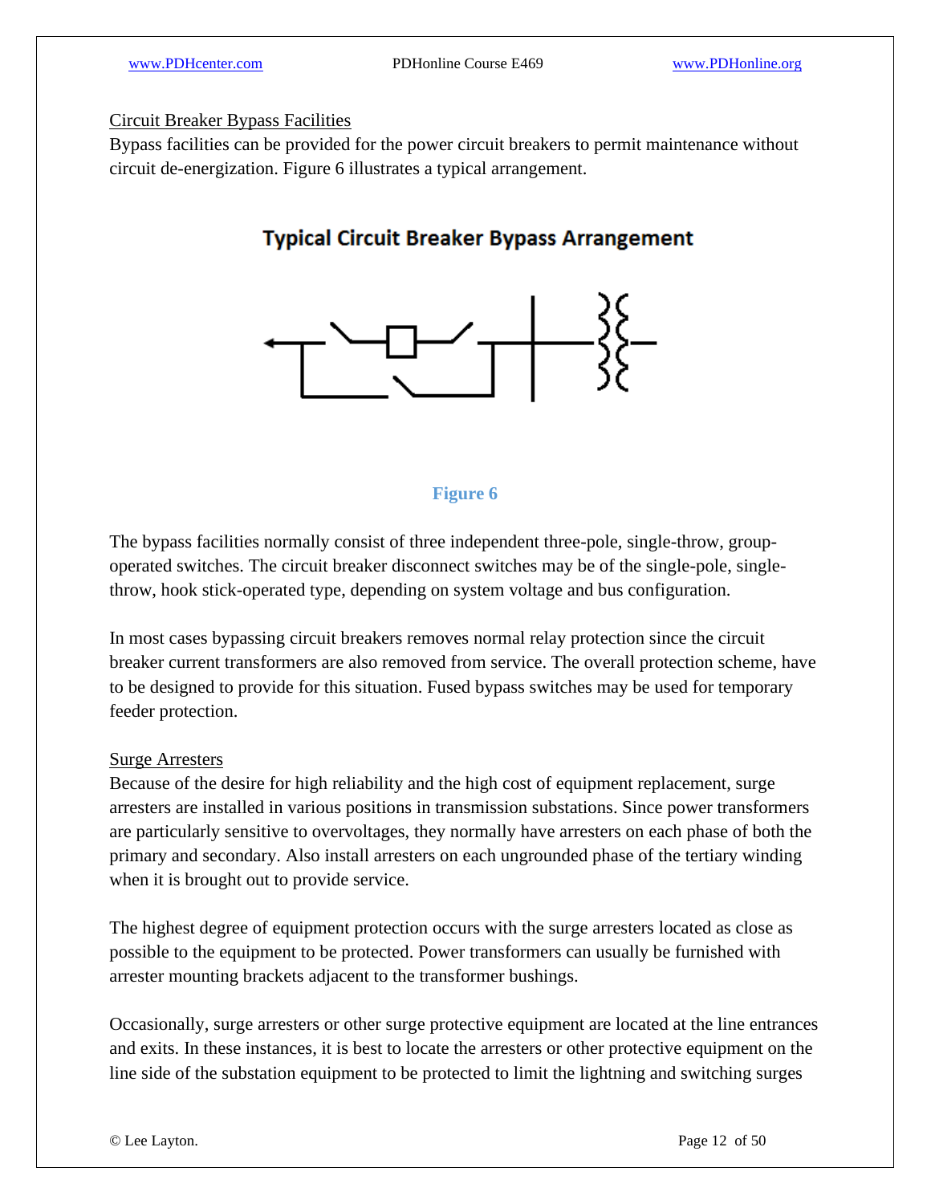Circuit Breaker Bypass Facilities

Bypass facilities can be provided for the power circuit breakers to permit maintenance without circuit de-energization. Figure 6 illustrates a typical arrangement.

**Typical Circuit Breaker Bypass Arrangement**

**Figure 6**

The bypass facilities normally consist of three independent three-pole, single-throw, group-operated switches. The circuit breaker disconnect switches may be of the single-pole, single-throw, hook stick-operated type, depending on system voltage and bus configuration.

In most cases bypassing circuit breakers removes normal relay protection since the circuit breaker current transformers are also removed from service. The overall protection scheme, have to be designed to provide for this situation. Fused bypass switches may be used for temporary feeder protection.

Surge Arresters

Because of the desire for high reliability and the high cost of equipment replacement, surge arresters are installed in various positions in transmission substations. Since power transformers are particularly sensitive to overvoltages, they normally have arresters on each phase of both the primary and secondary. Also install arresters on each ungrounded phase of the tertiary winding when it is brought out to provide service.

The highest degree of equipment protection occurs with the surge arresters located as close as possible to the equipment to be protected. Power transformers can usually be furnished with arrester mounting brackets adjacent to the transformer bushings.

Occasionally, surge arresters or other surge protective equipment are located at the line entrances and exits. In these instances, it is best to locate the arresters or other protective equipment on the line side of the substation equipment to be protected to limit the lightning and switching surges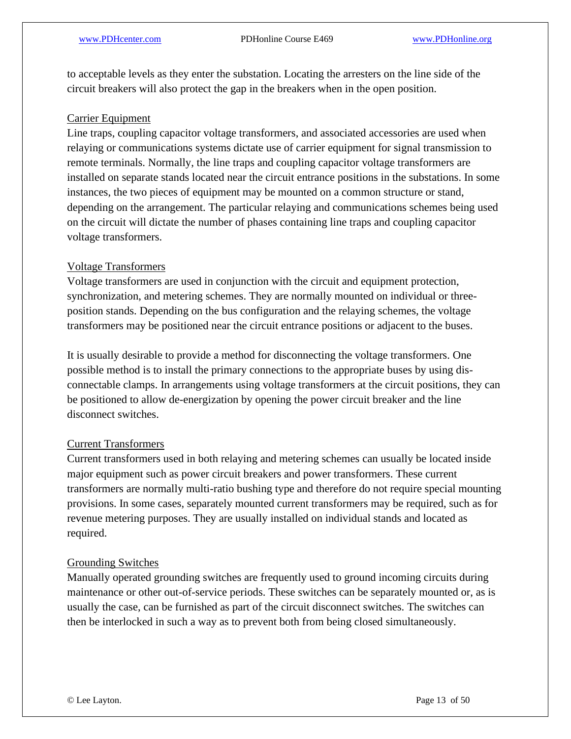to acceptable levels as they enter the substation. Locating the arresters on the line side of the circuit breakers will also protect the gap in the breakers when in the open position.

Carrier Equipment

Line traps, coupling capacitor voltage transformers, and associated accessories are used when relaying or communications systems dictate use of carrier equipment for signal transmission to remote terminals. Normally, the line traps and coupling capacitor voltage transformers are installed on separate stands located near the circuit entrance positions in the substations. In some instances, the two pieces of equipment may be mounted on a common structure or stand, depending on the arrangement. The particular relaying and communications schemes being used on the circuit will dictate the number of phases containing line traps and coupling capacitor voltage transformers.

Voltage Transformers

Voltage transformers are used in conjunction with the circuit and equipment protection, synchronization, and metering schemes. They are normally mounted on individual or three-position stands. Depending on the bus configuration and the relaying schemes, the voltage transformers may be positioned near the circuit entrance positions or adjacent to the buses.

It is usually desirable to provide a method for disconnecting the voltage transformers. One possible method is to install the primary connections to the appropriate buses by using dis-connectable clamps. In arrangements using voltage transformers at the circuit positions, they can be positioned to allow de-energization by opening the power circuit breaker and the line disconnect switches.

Current Transformers

Current transformers used in both relaying and metering schemes can usually be located inside major equipment such as power circuit breakers and power transformers. These current transformers are normally multi-ratio bushing type and therefore do not require special mounting provisions. In some cases, separately mounted current transformers may be required, such as for revenue metering purposes. They are usually installed on individual stands and located as required.

Grounding Switches

Manually operated grounding switches are frequently used to ground incoming circuits during maintenance or other out-of-service periods. These switches can be separately mounted or, as is usually the case, can be furnished as part of the circuit disconnect switches. The switches can then be interlocked in such a way as to prevent both from being closed simultaneously.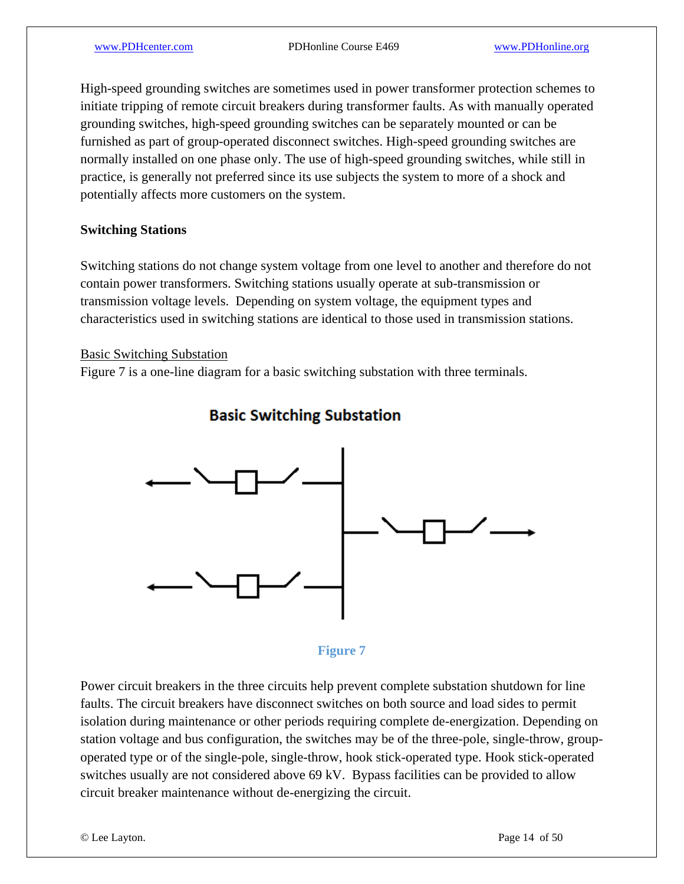High-speed grounding switches are sometimes used in power transformer protection schemes to initiate tripping of remote circuit breakers during transformer faults. As with manually operated grounding switches, high-speed grounding switches can be separately mounted or can be furnished as part of group-operated disconnect switches. High-speed grounding switches are normally installed on one phase only. The use of high-speed grounding switches, while still in practice, is generally not preferred since its use subjects the system to more of a shock and potentially affects more customers on the system.

**Switching Stations**

Switching stations do not change system voltage from one level to another and therefore do not contain power transformers. Switching stations usually operate at sub-transmission or transmission voltage levels. Depending on system voltage, the equipment types and characteristics used in switching stations are identical to those used in transmission stations.

Basic Switching Substation

Figure 7 is a one-line diagram for a basic switching substation with three terminals.

**Basic Switching Substation**

**Figure 7**

Power circuit breakers in the three circuits help prevent complete substation shutdown for line faults. The circuit breakers have disconnect switches on both source and load sides to permit isolation during maintenance or other periods requiring complete de-energization. Depending on station voltage and bus configuration, the switches may be of the three-pole, single-throw, group-operated type or of the single-pole, single-throw, hook stick-operated type. Hook stick-operated switches usually are not considered above 69 kV. Bypass facilities can be provided to allow circuit breaker maintenance without de-energizing the circuit.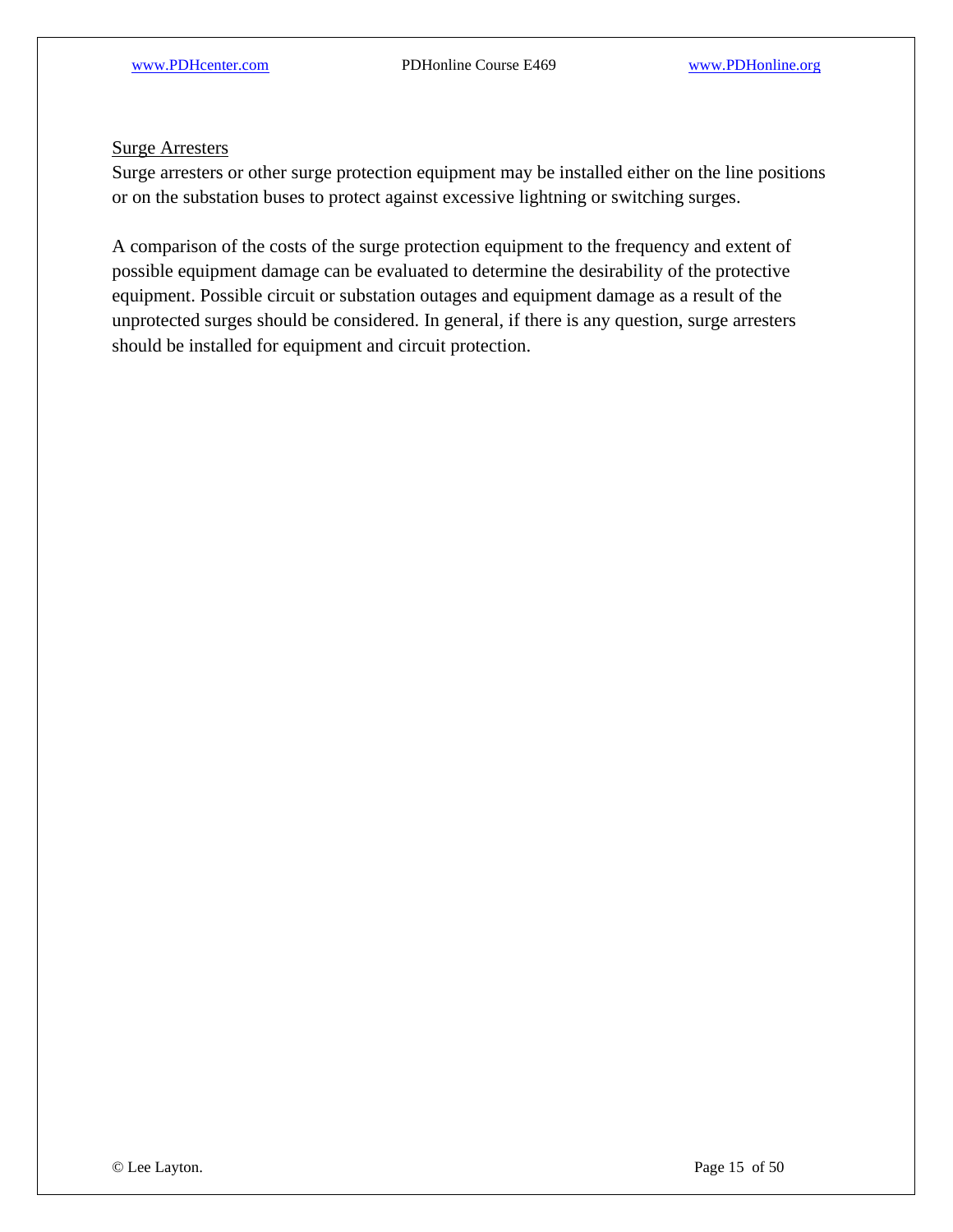Surge Arresters

Surge arresters or other surge protection equipment may be installed either on the line positions or on the substation buses to protect against excessive lightning or switching surges.

A comparison of the costs of the surge protection equipment to the frequency and extent of possible equipment damage can be evaluated to determine the desirability of the protective equipment. Possible circuit or substation outages and equipment damage as a result of the unprotected surges should be considered. In general, if there is any question, surge arresters should be installed for equipment and circuit protection.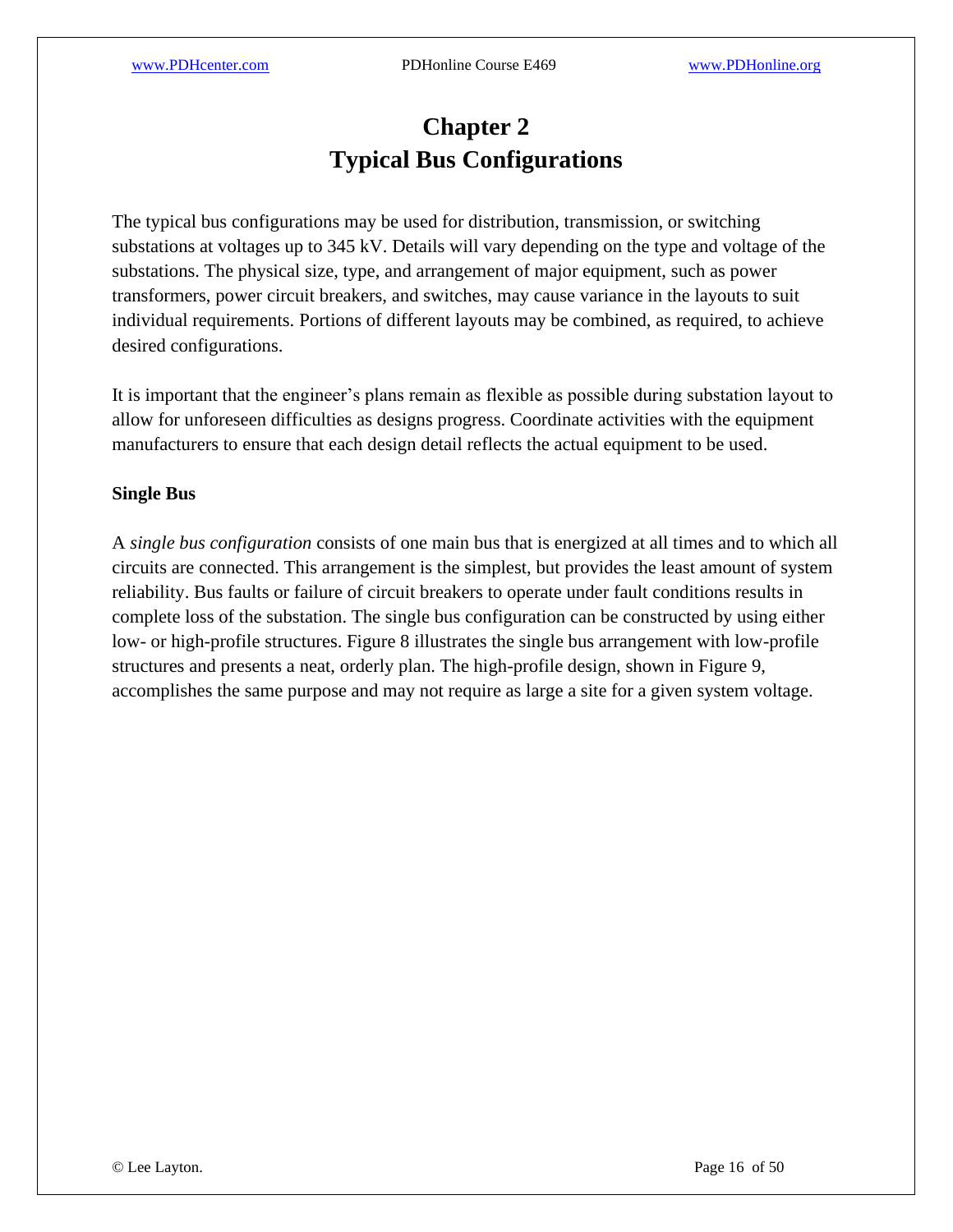# Chapter 2
# Typical Bus Configurations

The typical bus configurations may be used for distribution, transmission, or switching substations at voltages up to 345 kV. Details will vary depending on the type and voltage of the substations. The physical size, type, and arrangement of major equipment, such as power transformers, power circuit breakers, and switches, may cause variance in the layouts to suit individual requirements. Portions of different layouts may be combined, as required, to achieve desired configurations.

It is important that the engineer's plans remain as flexible as possible during substation layout to allow for unforeseen difficulties as designs progress. Coordinate activities with the equipment manufacturers to ensure that each design detail reflects the actual equipment to be used.

**Single Bus**

A *single bus configuration* consists of one main bus that is energized at all times and to which all circuits are connected. This arrangement is the simplest, but provides the least amount of system reliability. Bus faults or failure of circuit breakers to operate under fault conditions results in complete loss of the substation. The single bus configuration can be constructed by using either low- or high-profile structures. Figure 8 illustrates the single bus arrangement with low-profile structures and presents a neat, orderly plan. The high-profile design, shown in Figure 9, accomplishes the same purpose and may not require as large a site for a given system voltage.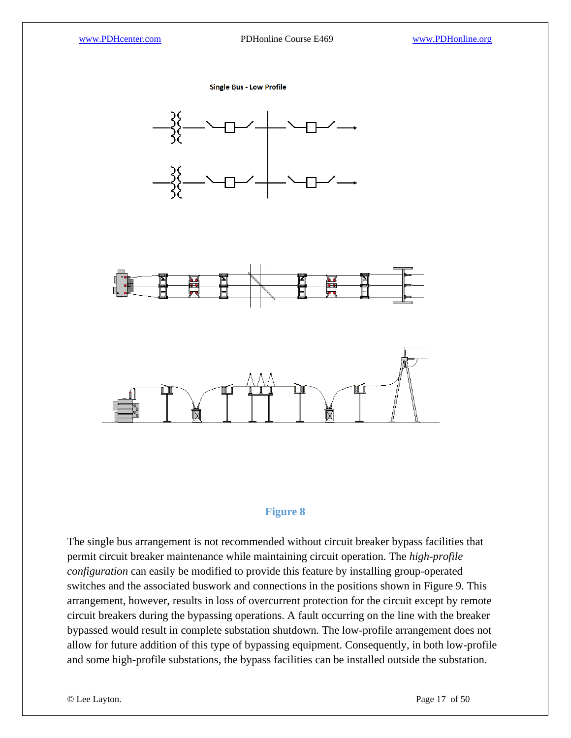Single Bus - Low Profile

**Figure 8**

The single bus arrangement is not recommended without circuit breaker bypass facilities that permit circuit breaker maintenance while maintaining circuit operation. The *high-profile configuration* can easily be modified to provide this feature by installing group-operated switches and the associated buswork and connections in the positions shown in Figure 9. This arrangement, however, results in loss of overcurrent protection for the circuit except by remote circuit breakers during the bypassing operations. A fault occurring on the line with the breaker bypassed would result in complete substation shutdown. The low-profile arrangement does not allow for future addition of this type of bypassing equipment. Consequently, in both low-profile and some high-profile substations, the bypass facilities can be installed outside the substation.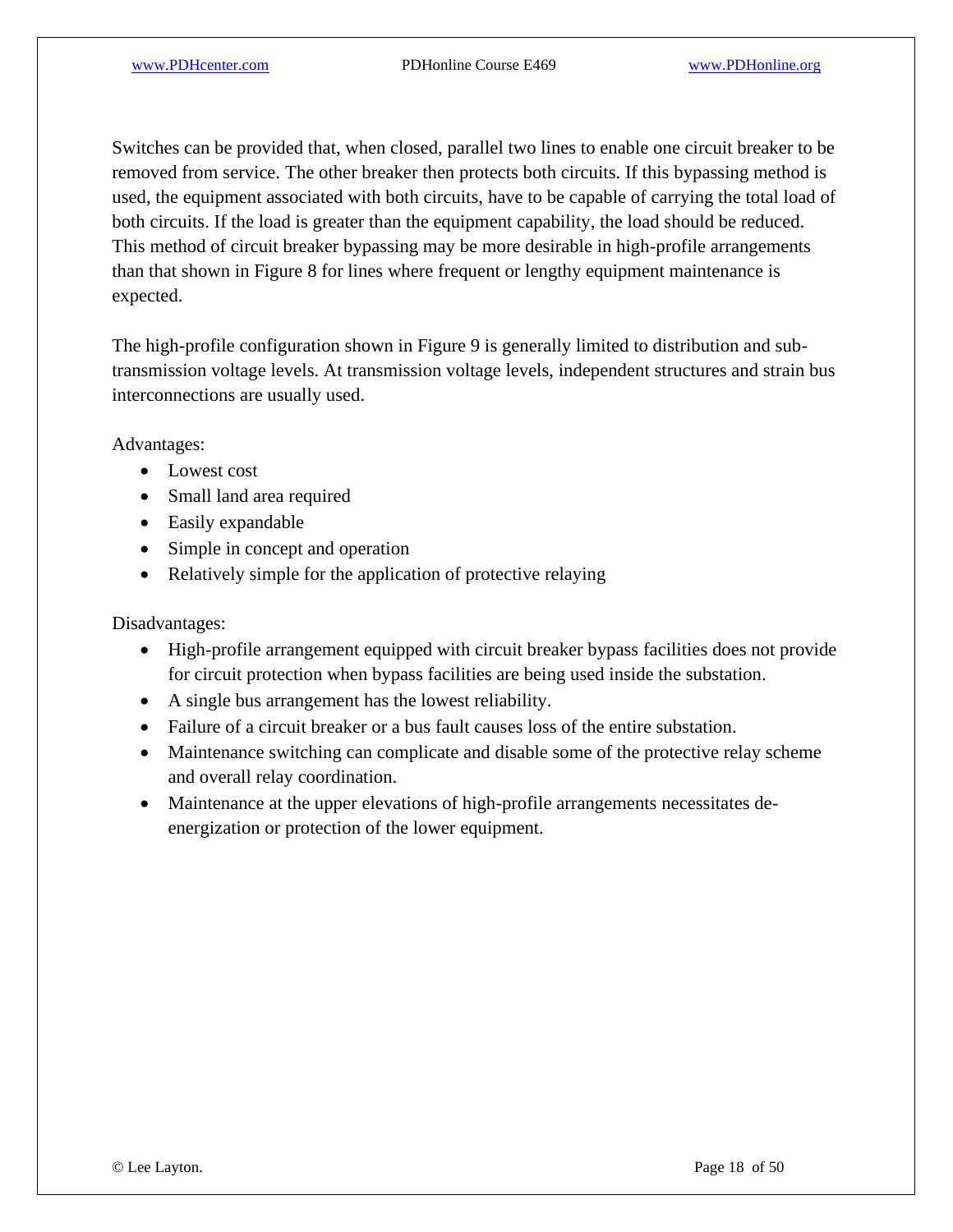Switches can be provided that, when closed, parallel two lines to enable one circuit breaker to be removed from service. The other breaker then protects both circuits. If this bypassing method is used, the equipment associated with both circuits, have to be capable of carrying the total load of both circuits. If the load is greater than the equipment capability, the load should be reduced. This method of circuit breaker bypassing may be more desirable in high-profile arrangements than that shown in Figure 8 for lines where frequent or lengthy equipment maintenance is expected.

The high-profile configuration shown in Figure 9 is generally limited to distribution and sub-transmission voltage levels. At transmission voltage levels, independent structures and strain bus interconnections are usually used.

Advantages:

- Lowest cost
- Small land area required
- Easily expandable
- Simple in concept and operation
- Relatively simple for the application of protective relaying

Disadvantages:

- High-profile arrangement equipped with circuit breaker bypass facilities does not provide for circuit protection when bypass facilities are being used inside the substation.
- A single bus arrangement has the lowest reliability.
- Failure of a circuit breaker or a bus fault causes loss of the entire substation.
- Maintenance switching can complicate and disable some of the protective relay scheme and overall relay coordination.
- Maintenance at the upper elevations of high-profile arrangements necessitates de-energization or protection of the lower equipment.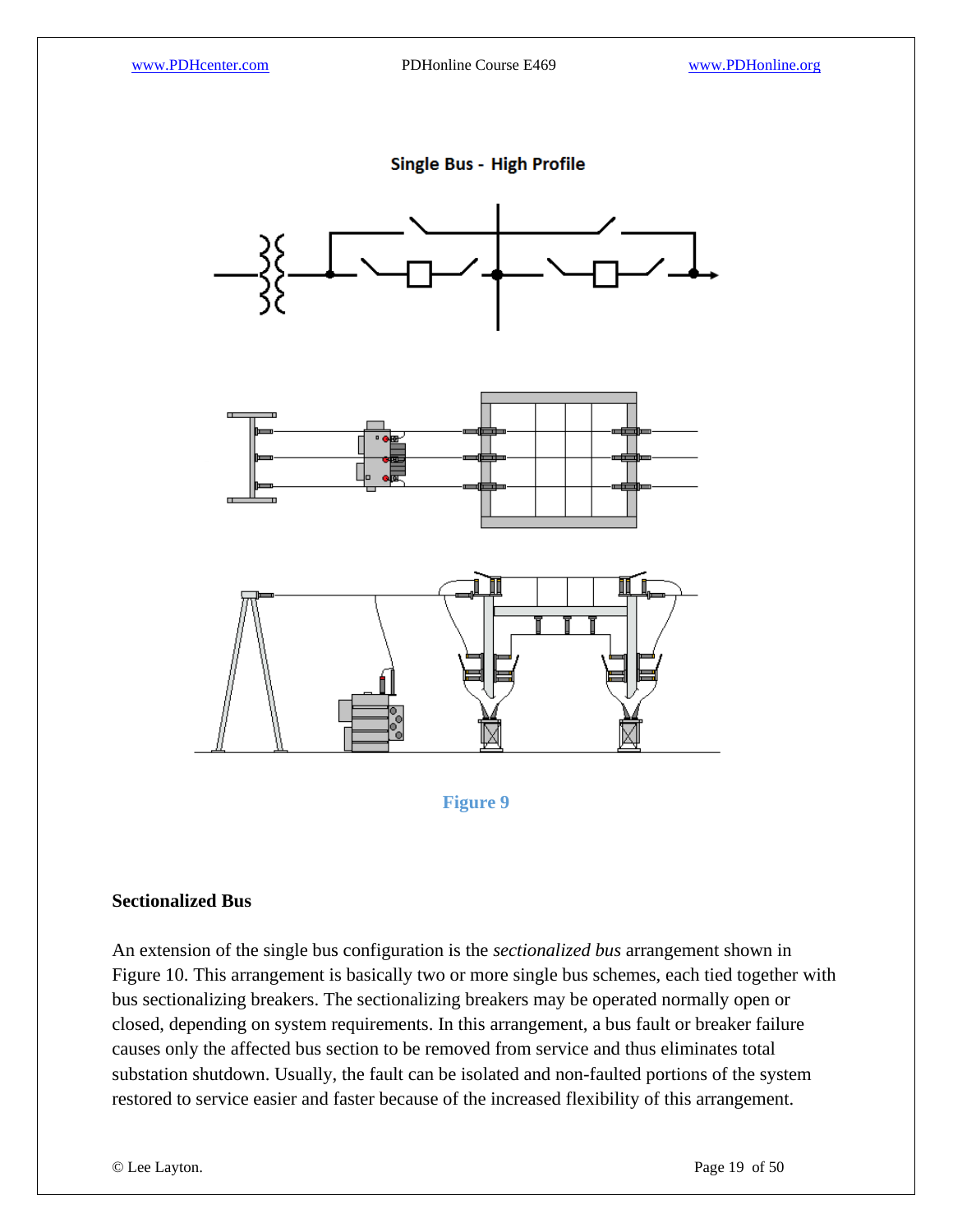Single Bus - High Profile

Figure 9

**Sectionalized Bus**

An extension of the single bus configuration is the *sectionalized bus* arrangement shown in Figure 10. This arrangement is basically two or more single bus schemes, each tied together with bus sectionalizing breakers. The sectionalizing breakers may be operated normally open or closed, depending on system requirements. In this arrangement, a bus fault or breaker failure causes only the affected bus section to be removed from service and thus eliminates total substation shutdown. Usually, the fault can be isolated and non-faulted portions of the system restored to service easier and faster because of the increased flexibility of this arrangement.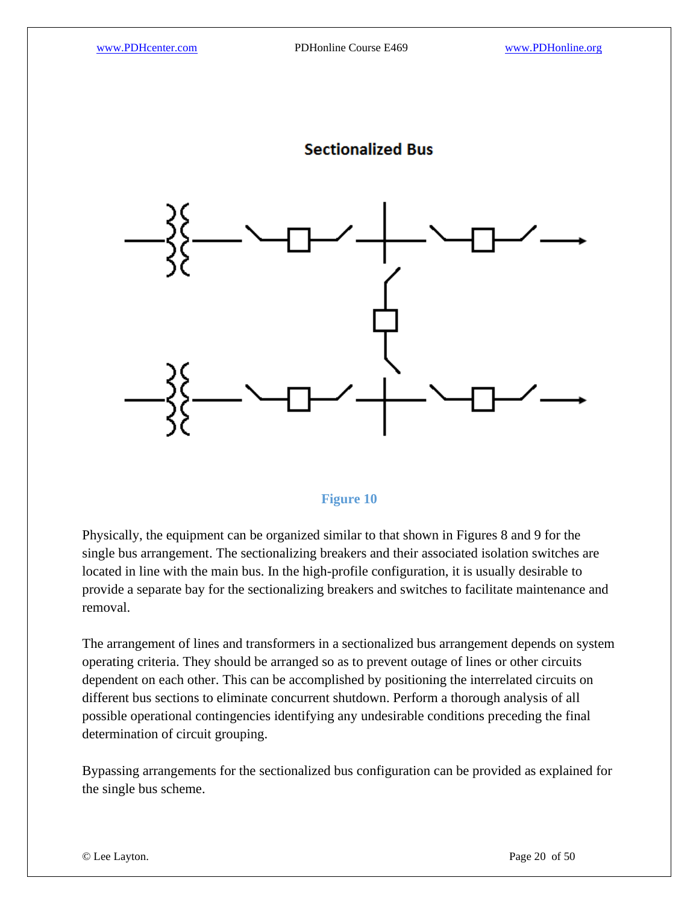Sectionalized Bus

Figure 10

Physically, the equipment can be organized similar to that shown in Figures 8 and 9 for the single bus arrangement. The sectionalizing breakers and their associated isolation switches are located in line with the main bus. In the high-profile configuration, it is usually desirable to provide a separate bay for the sectionalizing breakers and switches to facilitate maintenance and removal.

The arrangement of lines and transformers in a sectionalized bus arrangement depends on system operating criteria. They should be arranged so as to prevent outage of lines or other circuits dependent on each other. This can be accomplished by positioning the interrelated circuits on different bus sections to eliminate concurrent shutdown. Perform a thorough analysis of all possible operational contingencies identifying any undesirable conditions preceding the final determination of circuit grouping.

Bypassing arrangements for the sectionalized bus configuration can be provided as explained for the single bus scheme.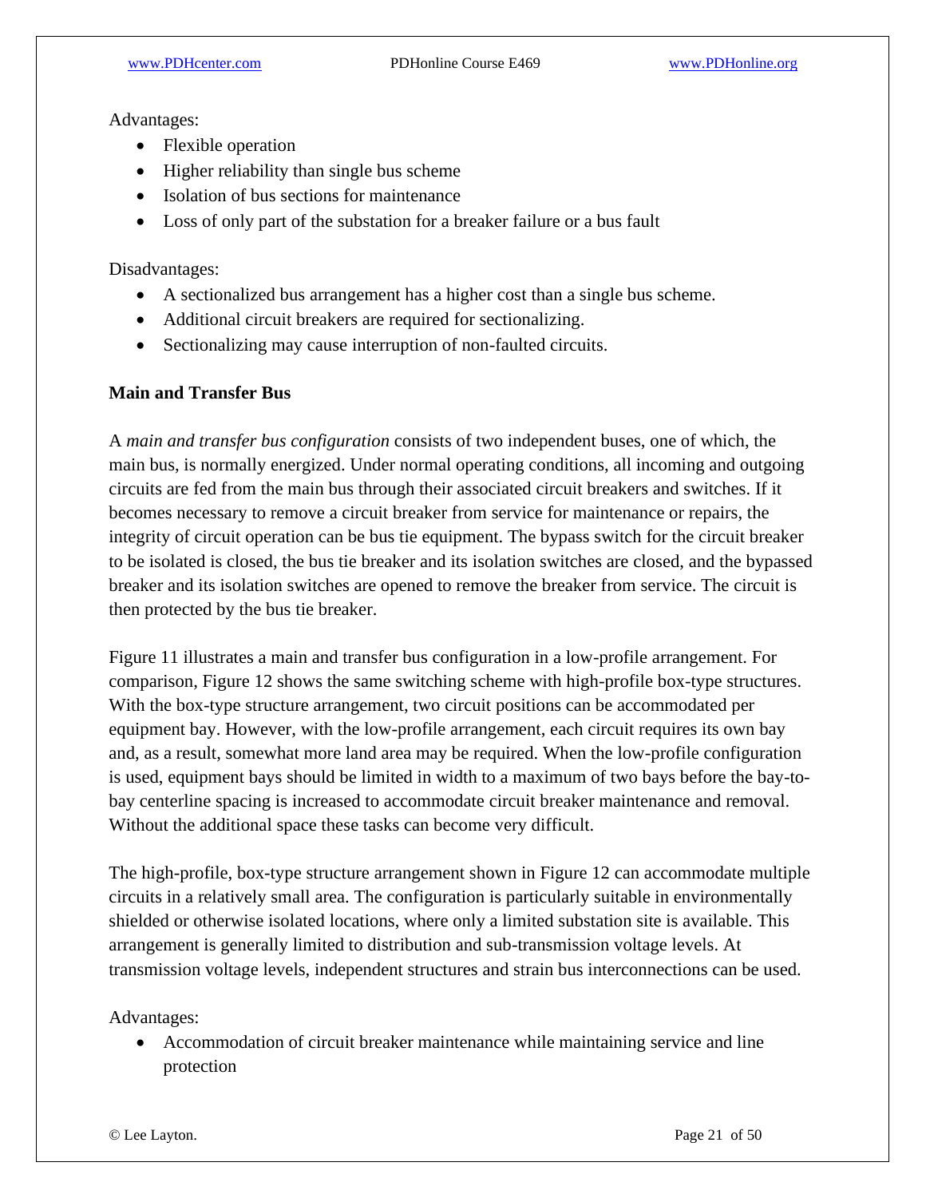Advantages:

- Flexible operation
- Higher reliability than single bus scheme
- Isolation of bus sections for maintenance
- Loss of only part of the substation for a breaker failure or a bus fault

Disadvantages:

- A sectionalized bus arrangement has a higher cost than a single bus scheme.
- Additional circuit breakers are required for sectionalizing.
- Sectionalizing may cause interruption of non-faulted circuits.

**Main and Transfer Bus**

A *main and transfer bus configuration* consists of two independent buses, one of which, the main bus, is normally energized. Under normal operating conditions, all incoming and outgoing circuits are fed from the main bus through their associated circuit breakers and switches. If it becomes necessary to remove a circuit breaker from service for maintenance or repairs, the integrity of circuit operation can be bus tie equipment. The bypass switch for the circuit breaker to be isolated is closed, the bus tie breaker and its isolation switches are closed, and the bypassed breaker and its isolation switches are opened to remove the breaker from service. The circuit is then protected by the bus tie breaker.

Figure 11 illustrates a main and transfer bus configuration in a low-profile arrangement. For comparison, Figure 12 shows the same switching scheme with high-profile box-type structures. With the box-type structure arrangement, two circuit positions can be accommodated per equipment bay. However, with the low-profile arrangement, each circuit requires its own bay and, as a result, somewhat more land area may be required. When the low-profile configuration is used, equipment bays should be limited in width to a maximum of two bays before the bay-to-bay centerline spacing is increased to accommodate circuit breaker maintenance and removal. Without the additional space these tasks can become very difficult.

The high-profile, box-type structure arrangement shown in Figure 12 can accommodate multiple circuits in a relatively small area. The configuration is particularly suitable in environmentally shielded or otherwise isolated locations, where only a limited substation site is available. This arrangement is generally limited to distribution and sub-transmission voltage levels. At transmission voltage levels, independent structures and strain bus interconnections can be used.

Advantages:

- Accommodation of circuit breaker maintenance while maintaining service and line protection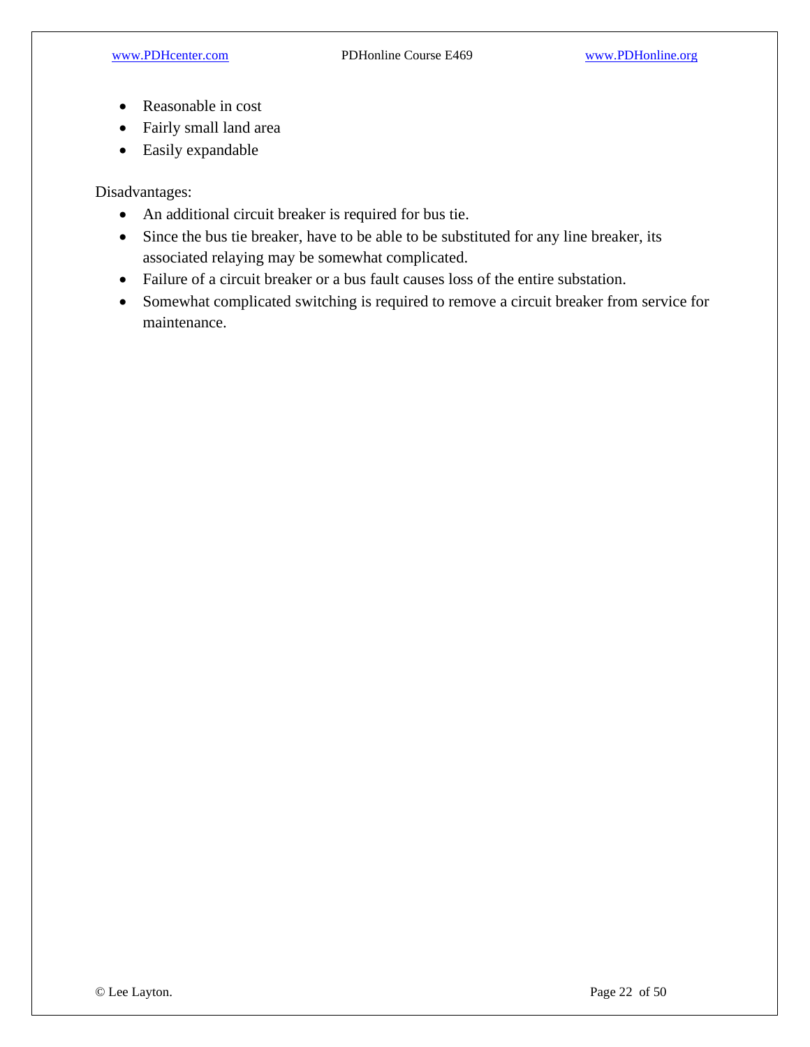- Reasonable in cost
- Fairly small land area
- Easily expandable

Disadvantages:

- An additional circuit breaker is required for bus tie.
- Since the bus tie breaker, have to be able to be substituted for any line breaker, its associated relaying may be somewhat complicated.
- Failure of a circuit breaker or a bus fault causes loss of the entire substation.
- Somewhat complicated switching is required to remove a circuit breaker from service for maintenance.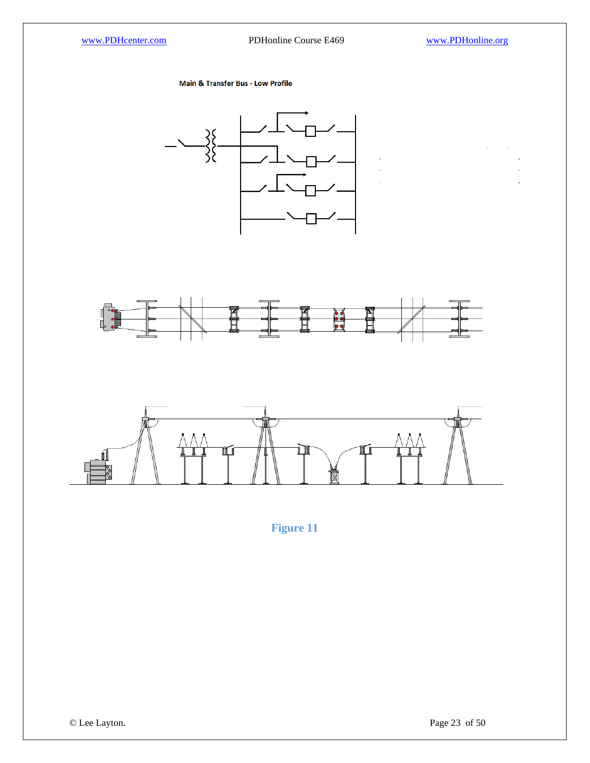Main & Transfer Bus - Low Profile

**Figure 11**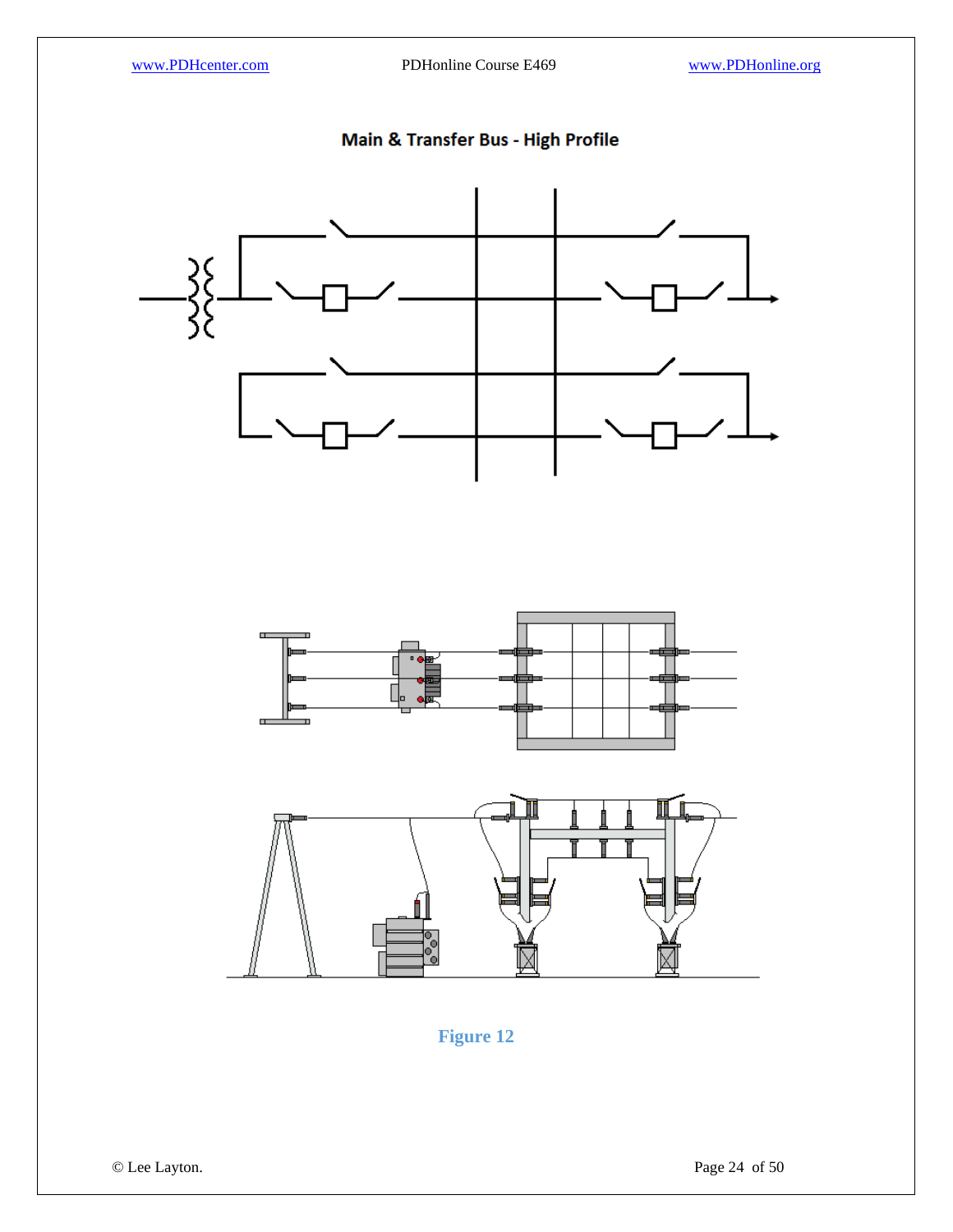## Main & Transfer Bus - High Profile

Figure 12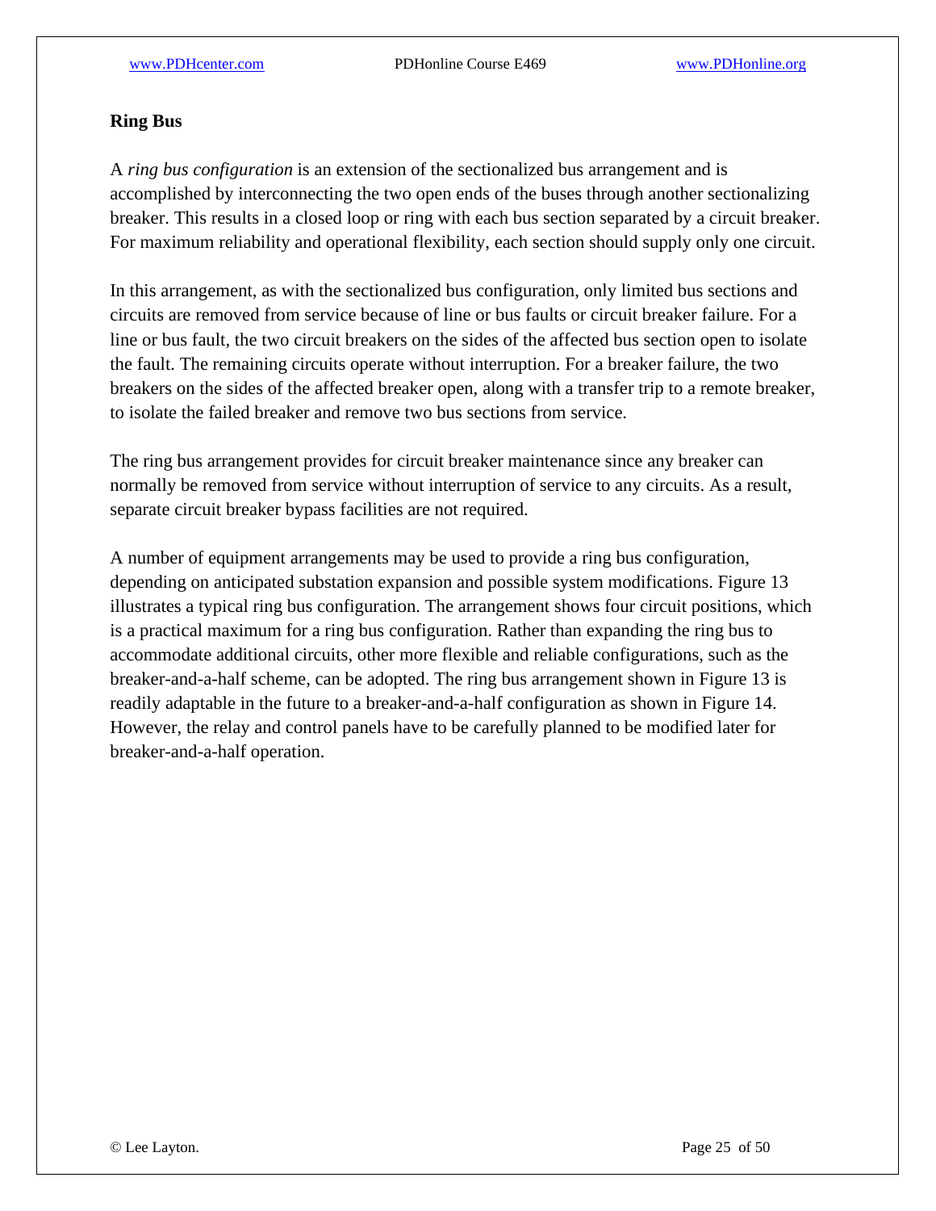## Ring Bus

A *ring bus configuration* is an extension of the sectionalized bus arrangement and is accomplished by interconnecting the two open ends of the buses through another sectionalizing breaker. This results in a closed loop or ring with each bus section separated by a circuit breaker. For maximum reliability and operational flexibility, each section should supply only one circuit.

In this arrangement, as with the sectionalized bus configuration, only limited bus sections and circuits are removed from service because of line or bus faults or circuit breaker failure. For a line or bus fault, the two circuit breakers on the sides of the affected bus section open to isolate the fault. The remaining circuits operate without interruption. For a breaker failure, the two breakers on the sides of the affected breaker open, along with a transfer trip to a remote breaker, to isolate the failed breaker and remove two bus sections from service.

The ring bus arrangement provides for circuit breaker maintenance since any breaker can normally be removed from service without interruption of service to any circuits. As a result, separate circuit breaker bypass facilities are not required.

A number of equipment arrangements may be used to provide a ring bus configuration, depending on anticipated substation expansion and possible system modifications. Figure 13 illustrates a typical ring bus configuration. The arrangement shows four circuit positions, which is a practical maximum for a ring bus configuration. Rather than expanding the ring bus to accommodate additional circuits, other more flexible and reliable configurations, such as the breaker-and-a-half scheme, can be adopted. The ring bus arrangement shown in Figure 13 is readily adaptable in the future to a breaker-and-a-half configuration as shown in Figure 14. However, the relay and control panels have to be carefully planned to be modified later for breaker-and-a-half operation.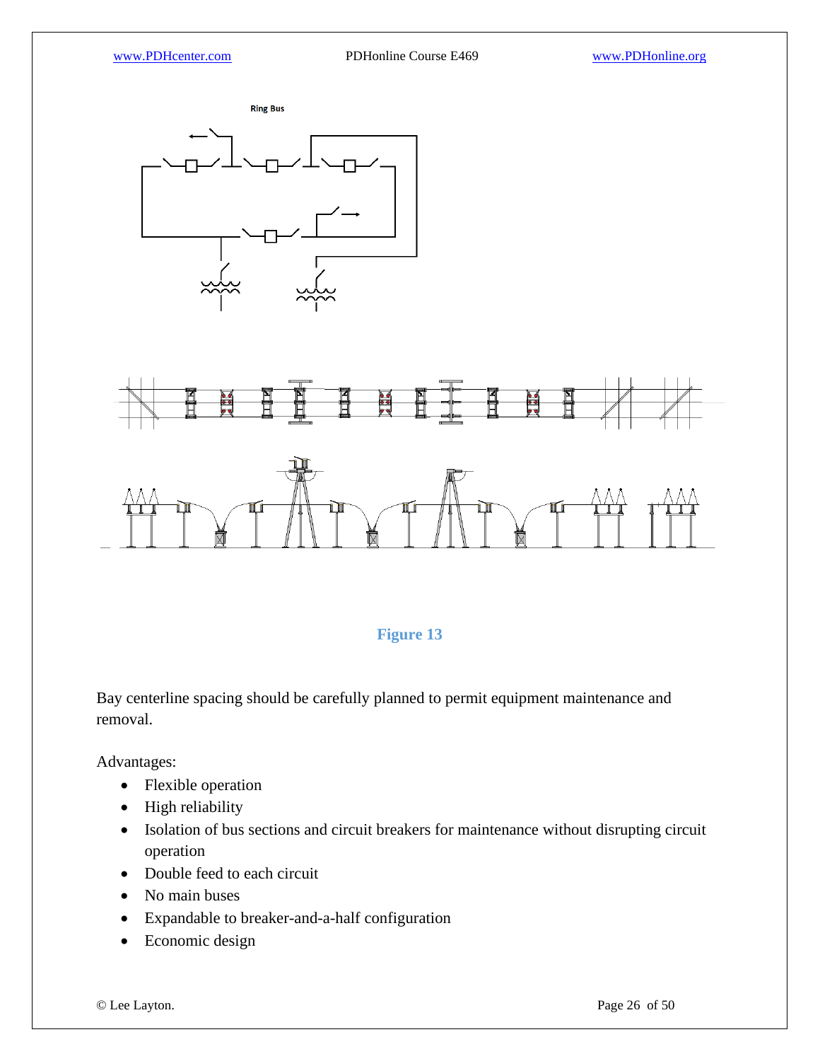Ring Bus

Figure 13

Bay centerline spacing should be carefully planned to permit equipment maintenance and removal.

Advantages:

- Flexible operation
- High reliability
- Isolation of bus sections and circuit breakers for maintenance without disrupting circuit operation
- Double feed to each circuit
- No main buses
- Expandable to breaker-and-a-half configuration
- Economic design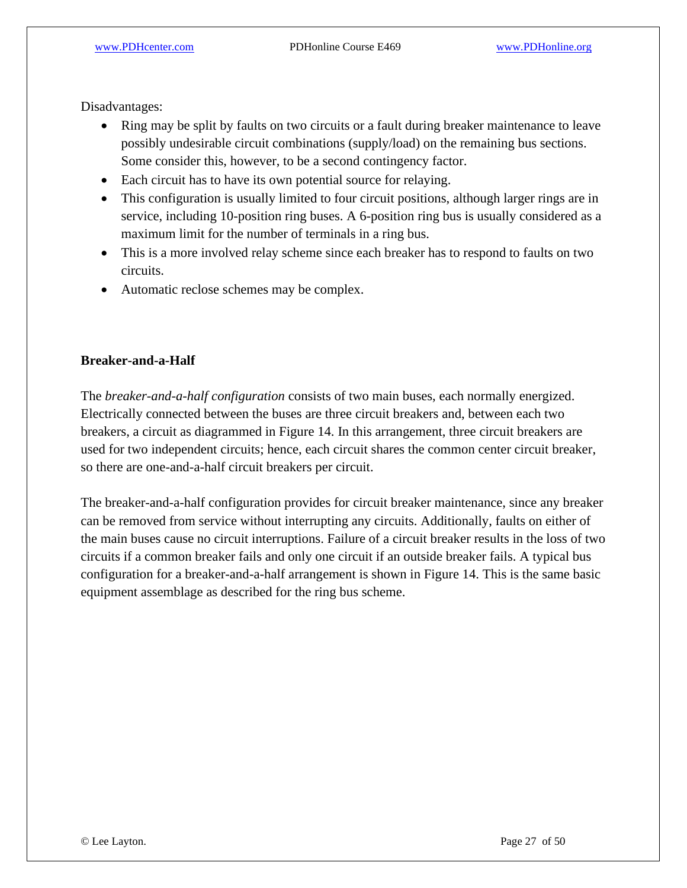Disadvantages:

- Ring may be split by faults on two circuits or a fault during breaker maintenance to leave possibly undesirable circuit combinations (supply/load) on the remaining bus sections. Some consider this, however, to be a second contingency factor.
- Each circuit has to have its own potential source for relaying.
- This configuration is usually limited to four circuit positions, although larger rings are in service, including 10-position ring buses. A 6-position ring bus is usually considered as a maximum limit for the number of terminals in a ring bus.
- This is a more involved relay scheme since each breaker has to respond to faults on two circuits.
- Automatic reclose schemes may be complex.

**Breaker-and-a-Half**

The *breaker-and-a-half configuration* consists of two main buses, each normally energized. Electrically connected between the buses are three circuit breakers and, between each two breakers, a circuit as diagrammed in Figure 14. In this arrangement, three circuit breakers are used for two independent circuits; hence, each circuit shares the common center circuit breaker, so there are one-and-a-half circuit breakers per circuit.

The breaker-and-a-half configuration provides for circuit breaker maintenance, since any breaker can be removed from service without interrupting any circuits. Additionally, faults on either of the main buses cause no circuit interruptions. Failure of a circuit breaker results in the loss of two circuits if a common breaker fails and only one circuit if an outside breaker fails. A typical bus configuration for a breaker-and-a-half arrangement is shown in Figure 14. This is the same basic equipment assemblage as described for the ring bus scheme.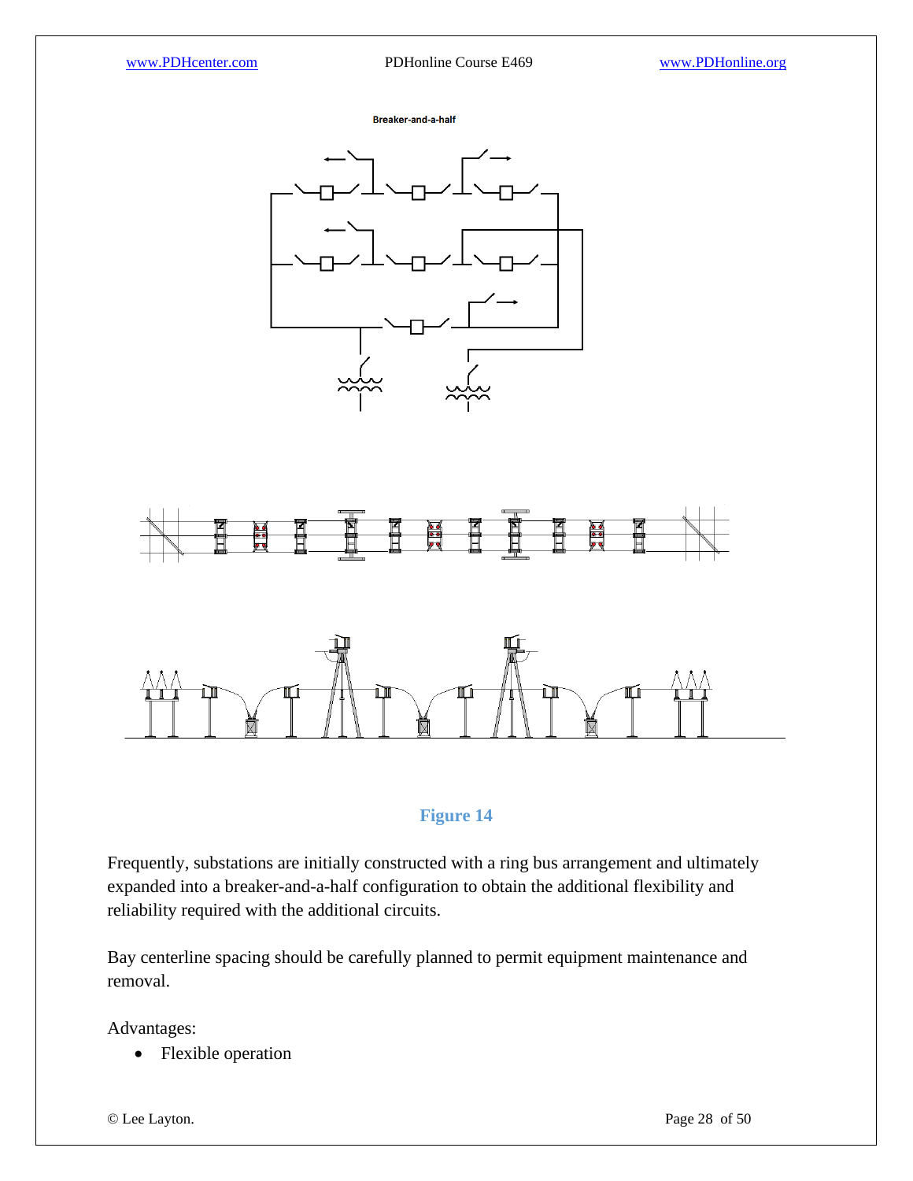Breaker-and-a-half

Figure 14

Frequently, substations are initially constructed with a ring bus arrangement and ultimately expanded into a breaker-and-a-half configuration to obtain the additional flexibility and reliability required with the additional circuits.

Bay centerline spacing should be carefully planned to permit equipment maintenance and removal.

Advantages:

- Flexible operation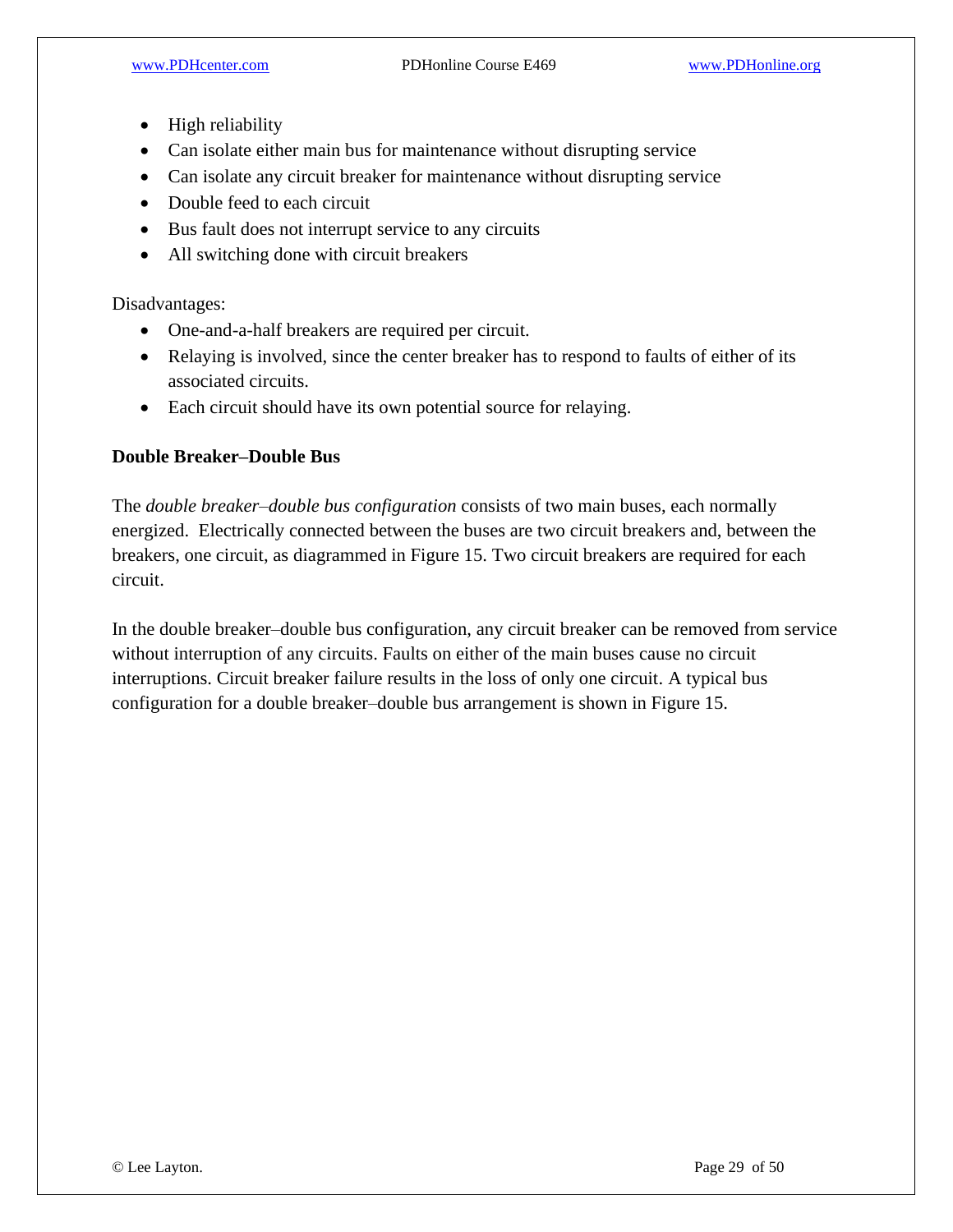- High reliability
- Can isolate either main bus for maintenance without disrupting service
- Can isolate any circuit breaker for maintenance without disrupting service
- Double feed to each circuit
- Bus fault does not interrupt service to any circuits
- All switching done with circuit breakers

Disadvantages:

- One-and-a-half breakers are required per circuit.
- Relaying is involved, since the center breaker has to respond to faults of either of its associated circuits.
- Each circuit should have its own potential source for relaying.

**Double Breaker–Double Bus**

The *double breaker–double bus configuration* consists of two main buses, each normally energized. Electrically connected between the buses are two circuit breakers and, between the breakers, one circuit, as diagrammed in Figure 15. Two circuit breakers are required for each circuit.

In the double breaker–double bus configuration, any circuit breaker can be removed from service without interruption of any circuits. Faults on either of the main buses cause no circuit interruptions. Circuit breaker failure results in the loss of only one circuit. A typical bus configuration for a double breaker–double bus arrangement is shown in Figure 15.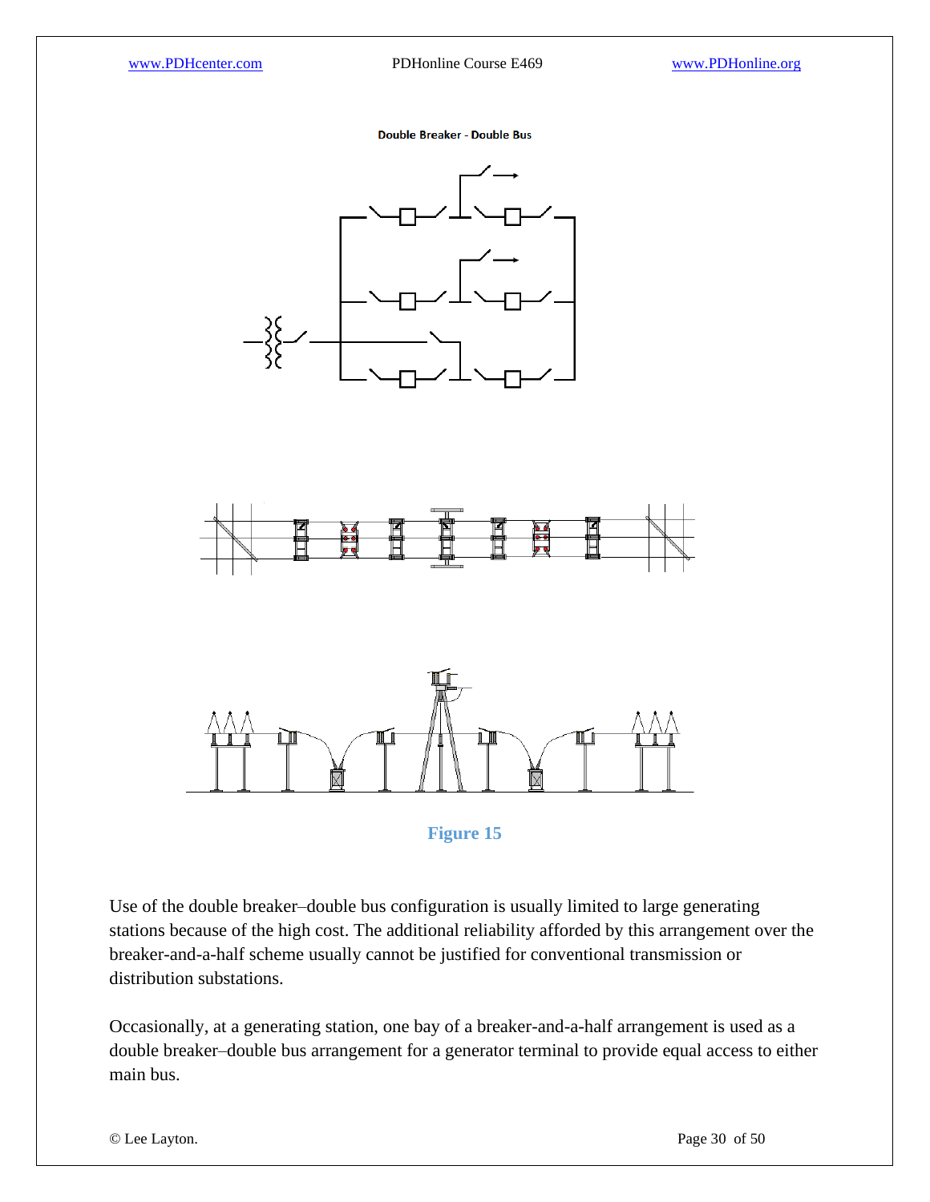**Double Breaker - Double Bus**

Figure 15

Use of the double breaker–double bus configuration is usually limited to large generating stations because of the high cost. The additional reliability afforded by this arrangement over the breaker-and-a-half scheme usually cannot be justified for conventional transmission or distribution substations.

Occasionally, at a generating station, one bay of a breaker-and-a-half arrangement is used as a double breaker–double bus arrangement for a generator terminal to provide equal access to either main bus.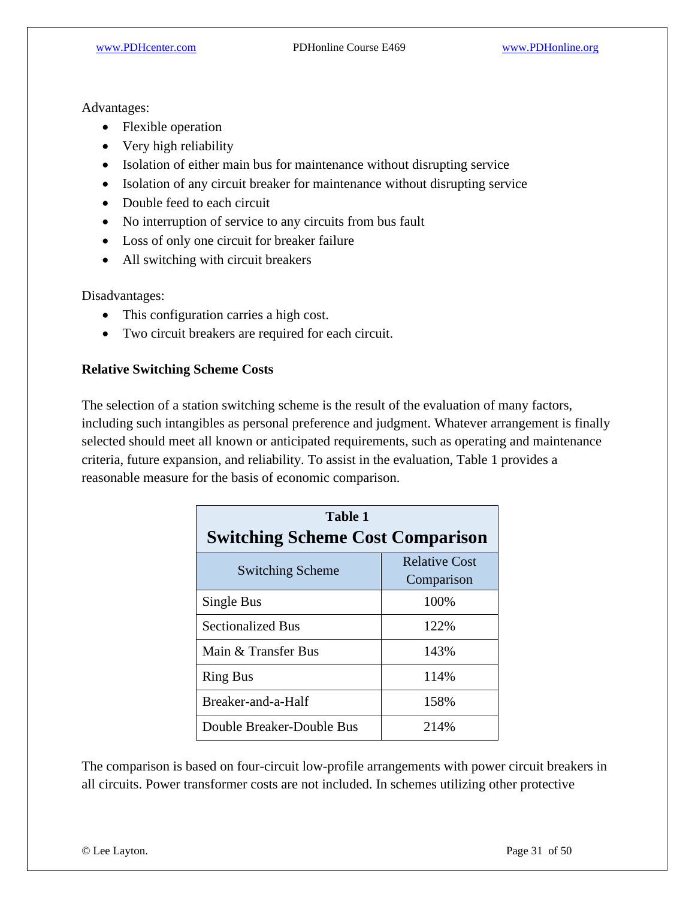Advantages:

- Flexible operation
- Very high reliability
- Isolation of either main bus for maintenance without disrupting service
- Isolation of any circuit breaker for maintenance without disrupting service
- Double feed to each circuit
- No interruption of service to any circuits from bus fault
- Loss of only one circuit for breaker failure
- All switching with circuit breakers

Disadvantages:

- This configuration carries a high cost.
- Two circuit breakers are required for each circuit.

**Relative Switching Scheme Costs**

The selection of a station switching scheme is the result of the evaluation of many factors, including such intangibles as personal preference and judgment. Whatever arrangement is finally selected should meet all known or anticipated requirements, such as operating and maintenance criteria, future expansion, and reliability. To assist in the evaluation, Table 1 provides a reasonable measure for the basis of economic comparison.

**Table 1**
**Switching Scheme Cost Comparison**

| Switching Scheme | Relative Cost Comparison |
|---|---|
| Single Bus | 100% |
| Sectionalized Bus | 122% |
| Main & Transfer Bus | 143% |
| Ring Bus | 114% |
| Breaker-and-a-Half | 158% |
| Double Breaker-Double Bus | 214% |

The comparison is based on four-circuit low-profile arrangements with power circuit breakers in all circuits. Power transformer costs are not included. In schemes utilizing other protective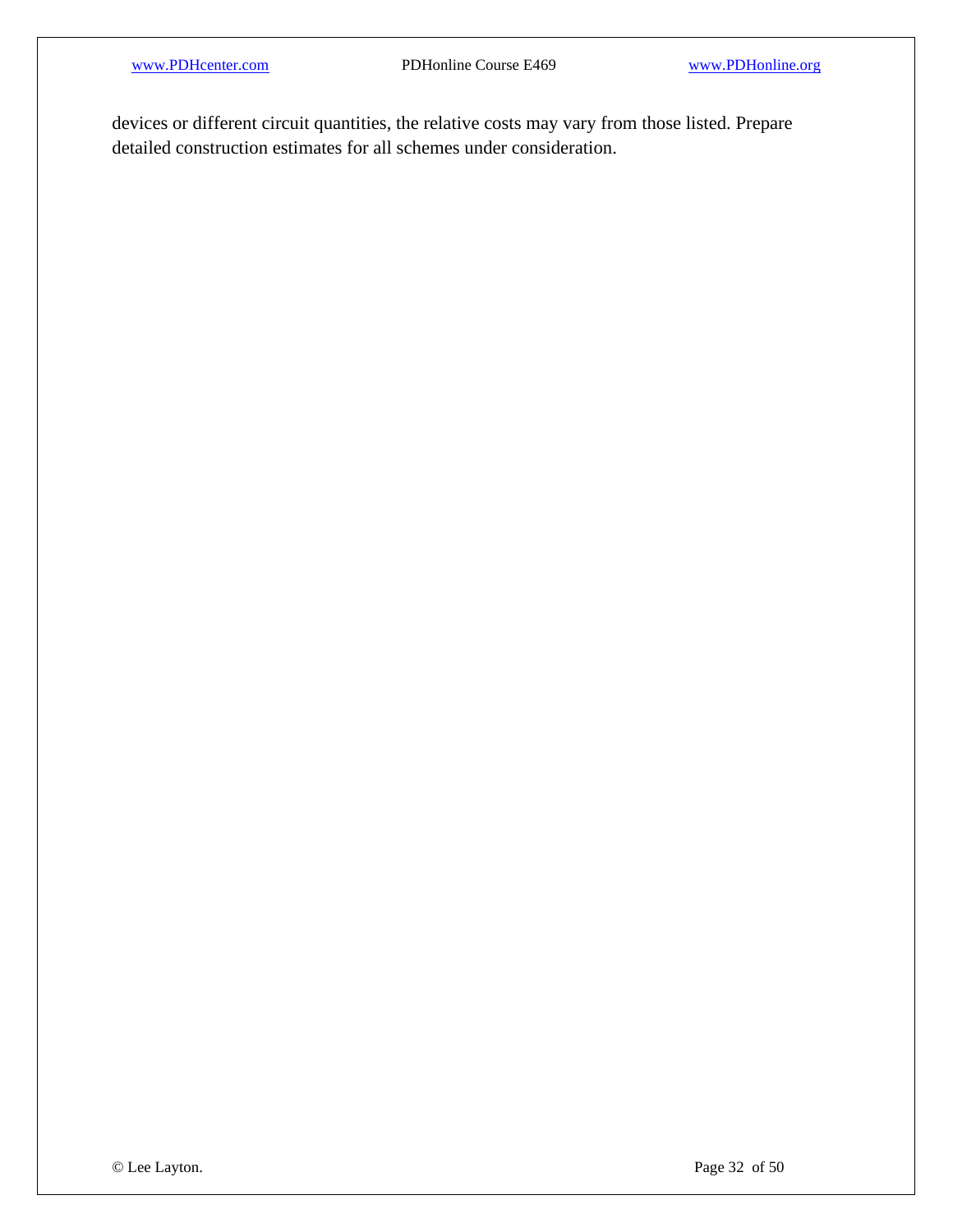devices or different circuit quantities, the relative costs may vary from those listed. Prepare detailed construction estimates for all schemes under consideration.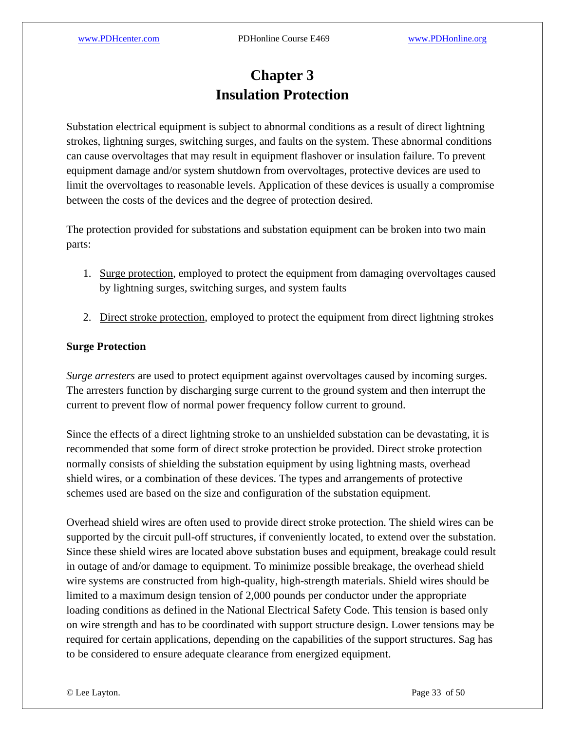# Chapter 3
# Insulation Protection

Substation electrical equipment is subject to abnormal conditions as a result of direct lightning strokes, lightning surges, switching surges, and faults on the system. These abnormal conditions can cause overvoltages that may result in equipment flashover or insulation failure. To prevent equipment damage and/or system shutdown from overvoltages, protective devices are used to limit the overvoltages to reasonable levels. Application of these devices is usually a compromise between the costs of the devices and the degree of protection desired.

The protection provided for substations and substation equipment can be broken into two main parts:

1. Surge protection, employed to protect the equipment from damaging overvoltages caused by lightning surges, switching surges, and system faults

2. Direct stroke protection, employed to protect the equipment from direct lightning strokes

**Surge Protection**

*Surge arresters* are used to protect equipment against overvoltages caused by incoming surges. The arresters function by discharging surge current to the ground system and then interrupt the current to prevent flow of normal power frequency follow current to ground.

Since the effects of a direct lightning stroke to an unshielded substation can be devastating, it is recommended that some form of direct stroke protection be provided. Direct stroke protection normally consists of shielding the substation equipment by using lightning masts, overhead shield wires, or a combination of these devices. The types and arrangements of protective schemes used are based on the size and configuration of the substation equipment.

Overhead shield wires are often used to provide direct stroke protection. The shield wires can be supported by the circuit pull-off structures, if conveniently located, to extend over the substation. Since these shield wires are located above substation buses and equipment, breakage could result in outage of and/or damage to equipment. To minimize possible breakage, the overhead shield wire systems are constructed from high-quality, high-strength materials. Shield wires should be limited to a maximum design tension of 2,000 pounds per conductor under the appropriate loading conditions as defined in the National Electrical Safety Code. This tension is based only on wire strength and has to be coordinated with support structure design. Lower tensions may be required for certain applications, depending on the capabilities of the support structures. Sag has to be considered to ensure adequate clearance from energized equipment.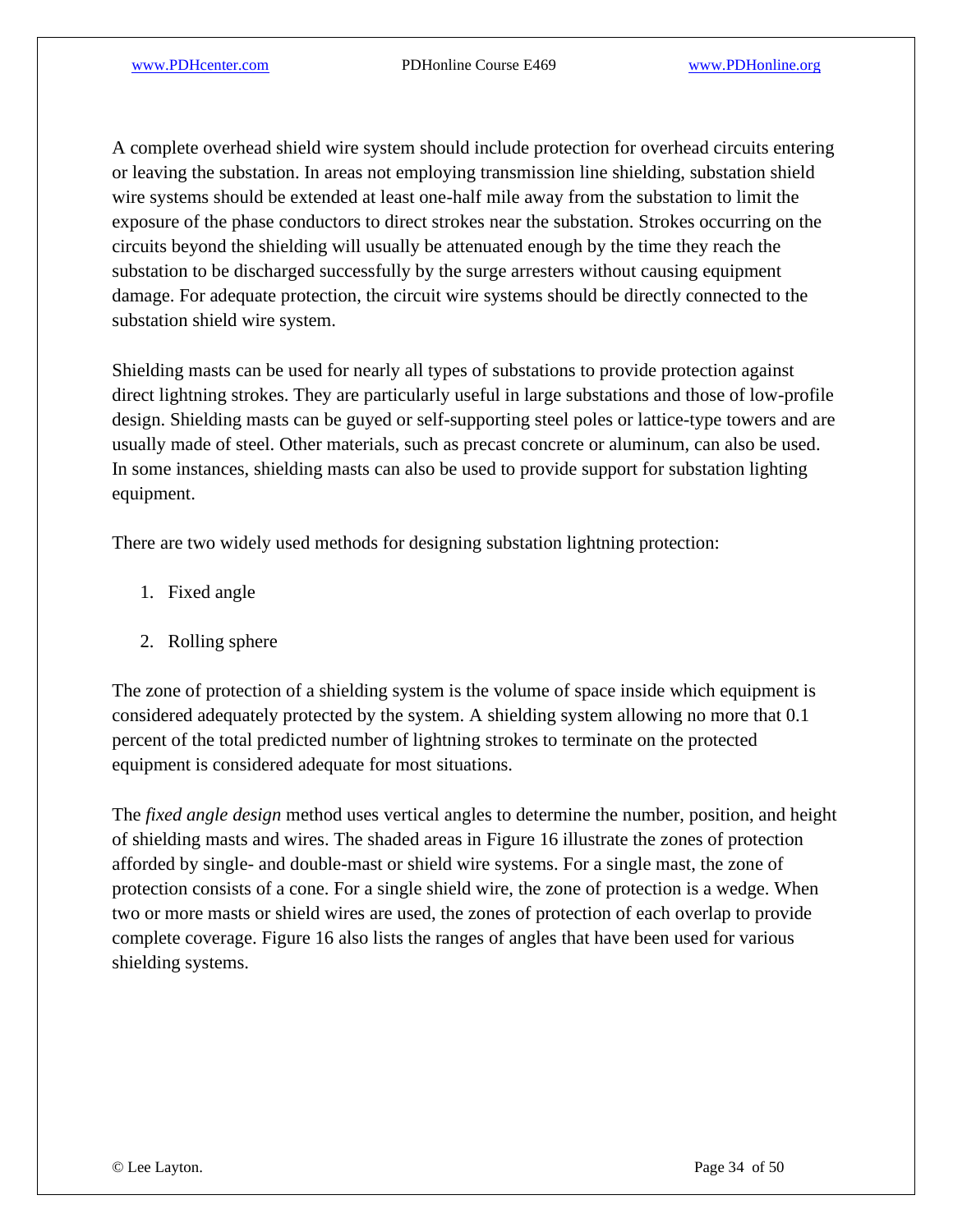A complete overhead shield wire system should include protection for overhead circuits entering or leaving the substation. In areas not employing transmission line shielding, substation shield wire systems should be extended at least one-half mile away from the substation to limit the exposure of the phase conductors to direct strokes near the substation. Strokes occurring on the circuits beyond the shielding will usually be attenuated enough by the time they reach the substation to be discharged successfully by the surge arresters without causing equipment damage. For adequate protection, the circuit wire systems should be directly connected to the substation shield wire system.

Shielding masts can be used for nearly all types of substations to provide protection against direct lightning strokes. They are particularly useful in large substations and those of low-profile design. Shielding masts can be guyed or self-supporting steel poles or lattice-type towers and are usually made of steel. Other materials, such as precast concrete or aluminum, can also be used. In some instances, shielding masts can also be used to provide support for substation lighting equipment.

There are two widely used methods for designing substation lightning protection:

1. Fixed angle
2. Rolling sphere

The zone of protection of a shielding system is the volume of space inside which equipment is considered adequately protected by the system. A shielding system allowing no more that 0.1 percent of the total predicted number of lightning strokes to terminate on the protected equipment is considered adequate for most situations.

The *fixed angle design* method uses vertical angles to determine the number, position, and height of shielding masts and wires. The shaded areas in Figure 16 illustrate the zones of protection afforded by single- and double-mast or shield wire systems. For a single mast, the zone of protection consists of a cone. For a single shield wire, the zone of protection is a wedge. When two or more masts or shield wires are used, the zones of protection of each overlap to provide complete coverage. Figure 16 also lists the ranges of angles that have been used for various shielding systems.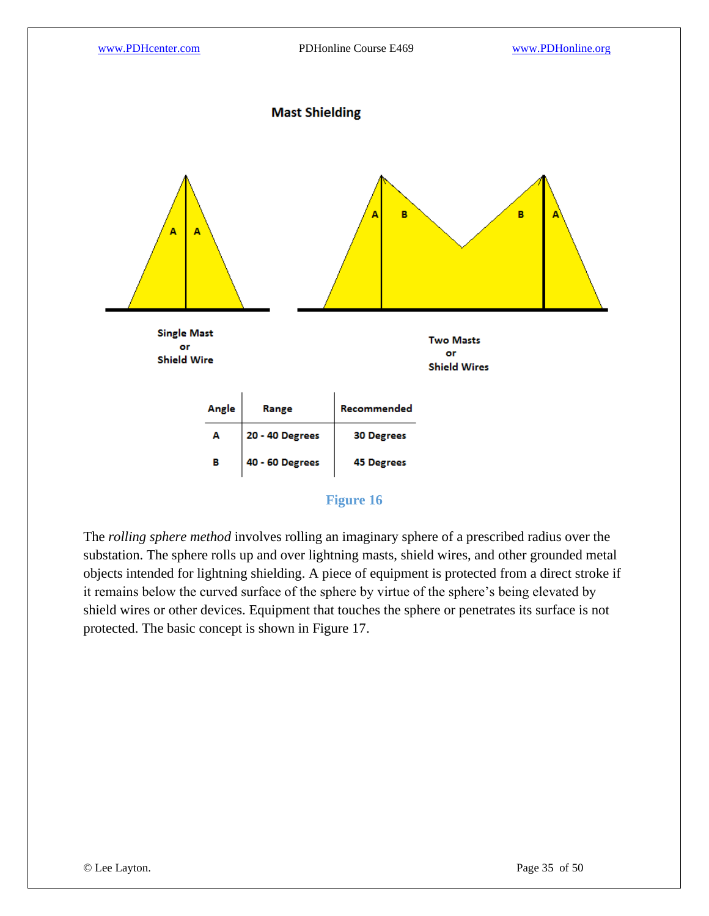## Mast Shielding

Single Mast or Shield Wire

Two Masts or Shield Wires

| Angle | Range | Recommended |
|---|---|---|
| A | 20 - 40 Degrees | 30 Degrees |
| B | 40 - 60 Degrees | 45 Degrees |

Figure 16

The *rolling sphere method* involves rolling an imaginary sphere of a prescribed radius over the substation. The sphere rolls up and over lightning masts, shield wires, and other grounded metal objects intended for lightning shielding. A piece of equipment is protected from a direct stroke if it remains below the curved surface of the sphere by virtue of the sphere's being elevated by shield wires or other devices. Equipment that touches the sphere or penetrates its surface is not protected. The basic concept is shown in Figure 17.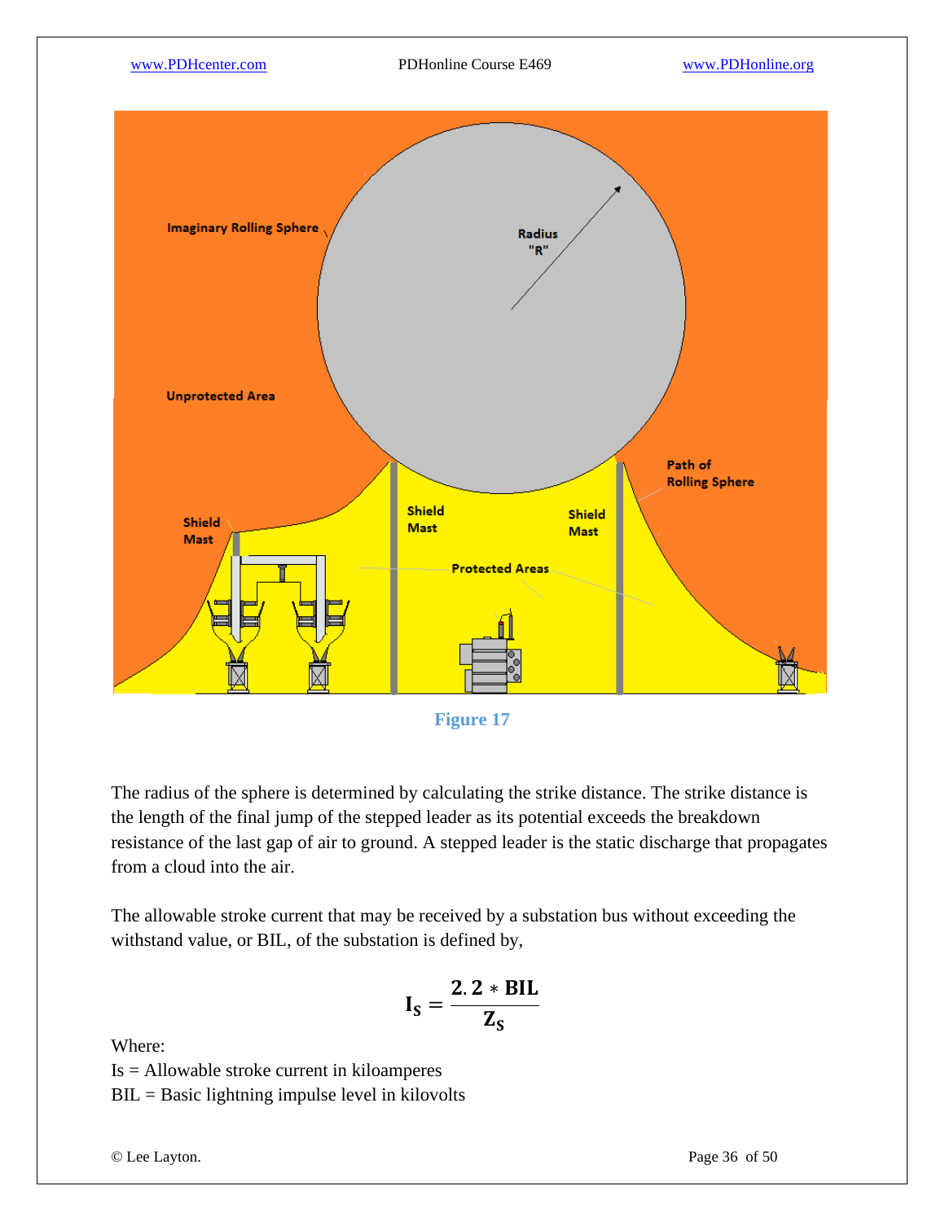Figure 17

The radius of the sphere is determined by calculating the strike distance. The strike distance is the length of the final jump of the stepped leader as its potential exceeds the breakdown resistance of the last gap of air to ground. A stepped leader is the static discharge that propagates from a cloud into the air.

The allowable stroke current that may be received by a substation bus without exceeding the withstand value, or BIL, of the substation is defined by,

$$\mathbf{I_S = \frac{2.2 * BIL}{Z_S}}$$

Where:
Is = Allowable stroke current in kiloamperes
BIL = Basic lightning impulse level in kilovolts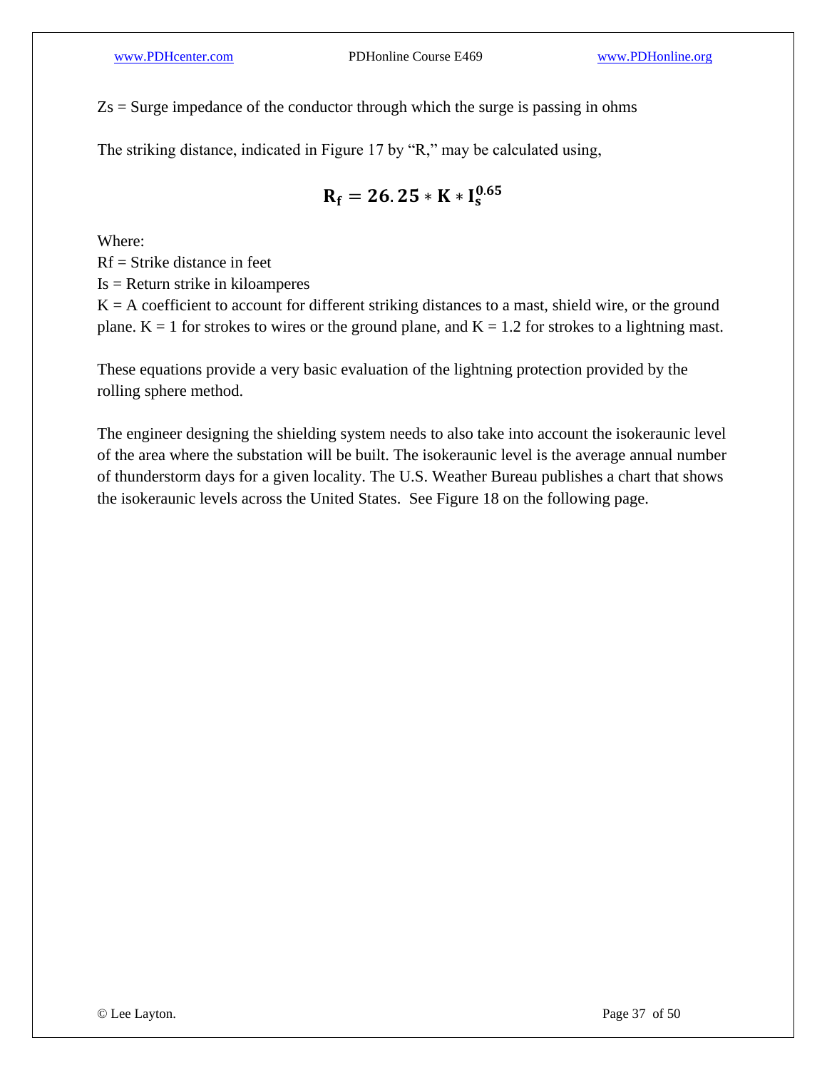$Z_s$ = Surge impedance of the conductor through which the surge is passing in ohms

The striking distance, indicated in Figure 17 by "R," may be calculated using,

$$\mathbf{R_f = 26.25 * K * I_s^{0.65}}$$

Where:
$R_f$ = Strike distance in feet
$I_s$ = Return strike in kiloamperes
K = A coefficient to account for different striking distances to a mast, shield wire, or the ground plane. K = 1 for strokes to wires or the ground plane, and K = 1.2 for strokes to a lightning mast.

These equations provide a very basic evaluation of the lightning protection provided by the rolling sphere method.

The engineer designing the shielding system needs to also take into account the isokeraunic level of the area where the substation will be built. The isokeraunic level is the average annual number of thunderstorm days for a given locality. The U.S. Weather Bureau publishes a chart that shows the isokeraunic levels across the United States. See Figure 18 on the following page.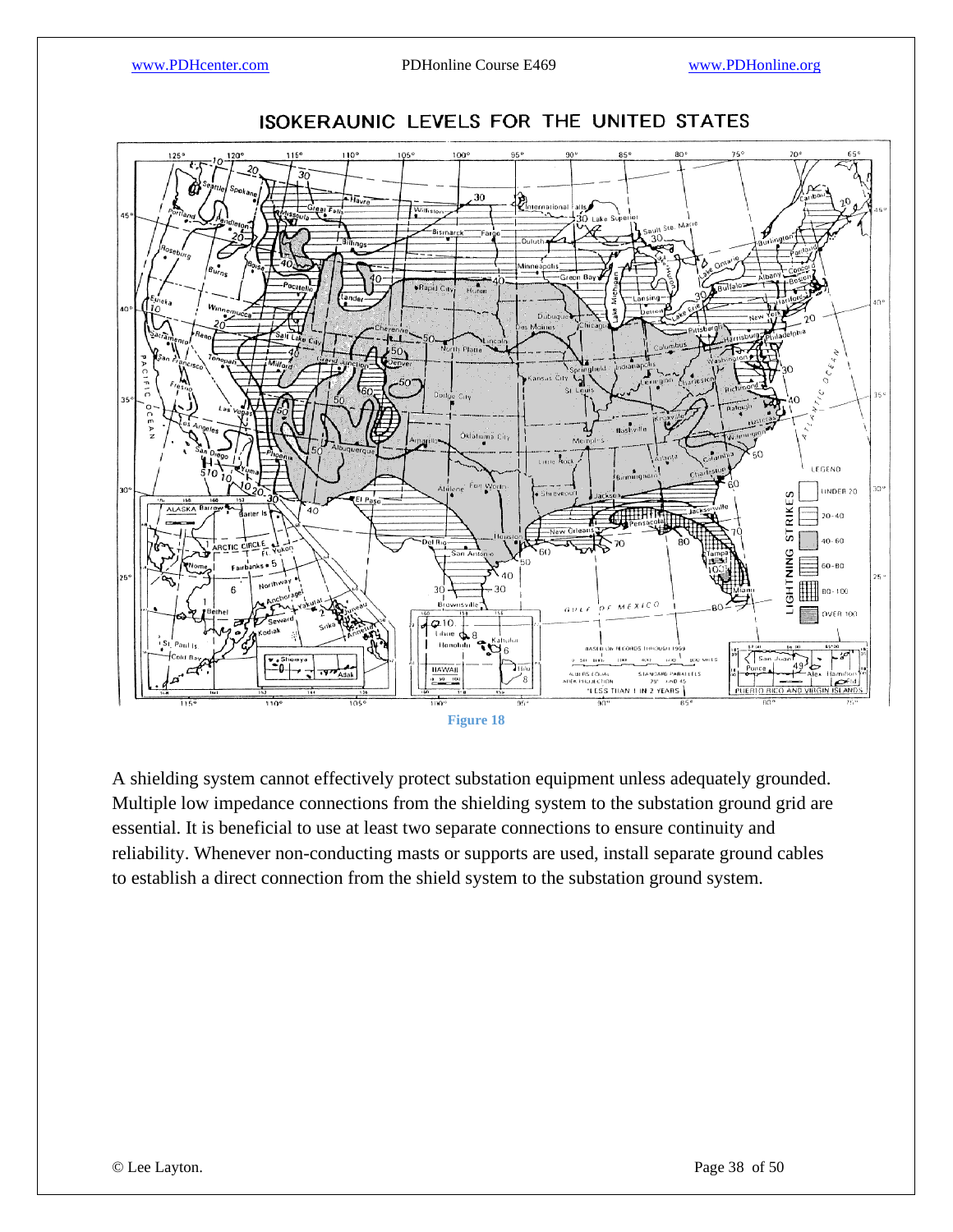## ISOKERAUNIC LEVELS FOR THE UNITED STATES

Figure 18

A shielding system cannot effectively protect substation equipment unless adequately grounded. Multiple low impedance connections from the shielding system to the substation ground grid are essential. It is beneficial to use at least two separate connections to ensure continuity and reliability. Whenever non-conducting masts or supports are used, install separate ground cables to establish a direct connection from the shield system to the substation ground system.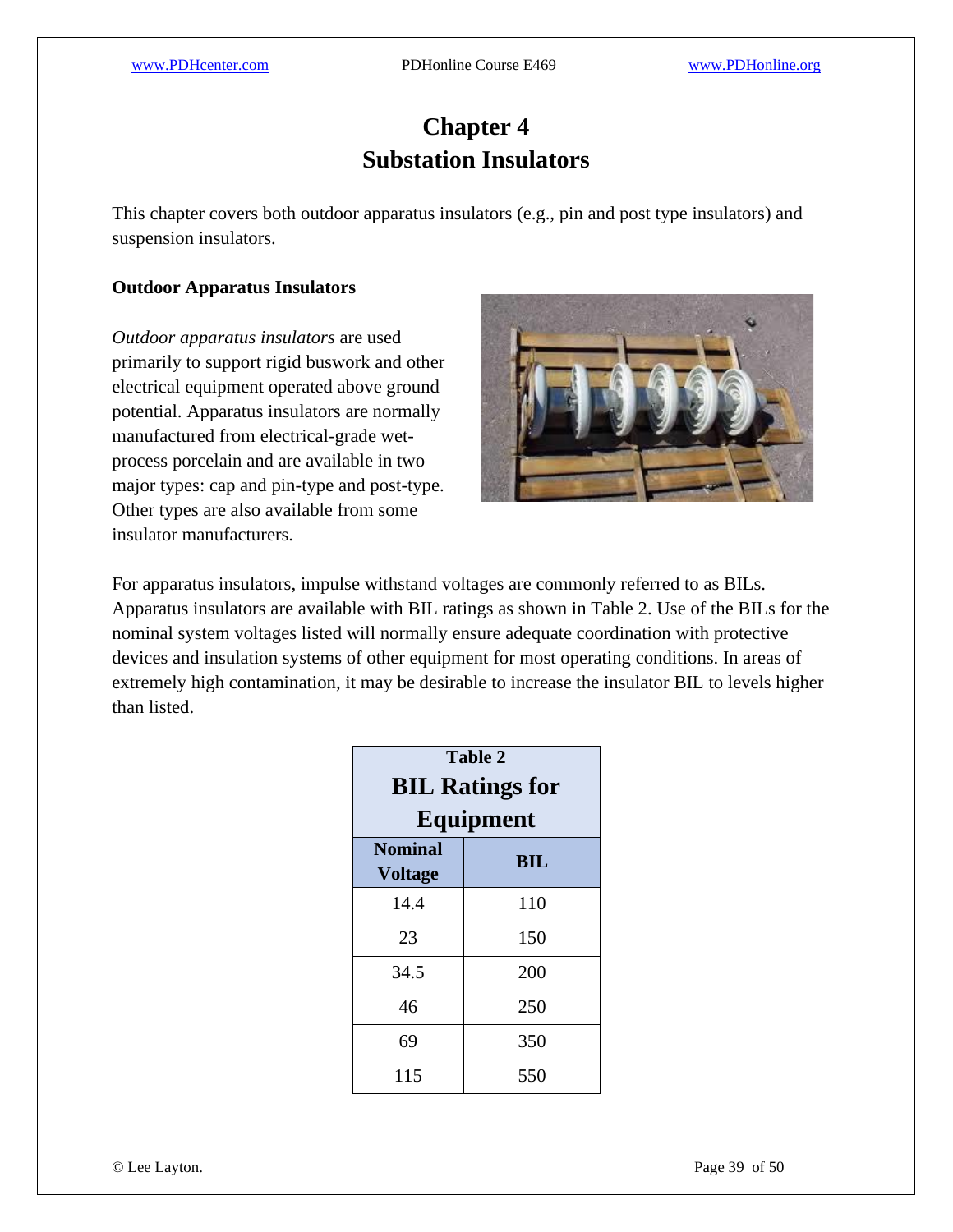# Chapter 4
# Substation Insulators

This chapter covers both outdoor apparatus insulators (e.g., pin and post type insulators) and suspension insulators.

**Outdoor Apparatus Insulators**

*Outdoor apparatus insulators* are used primarily to support rigid buswork and other electrical equipment operated above ground potential. Apparatus insulators are normally manufactured from electrical-grade wet-process porcelain and are available in two major types: cap and pin-type and post-type. Other types are also available from some insulator manufacturers.

For apparatus insulators, impulse withstand voltages are commonly referred to as BILs. Apparatus insulators are available with BIL ratings as shown in Table 2. Use of the BILs for the nominal system voltages listed will normally ensure adequate coordination with protective devices and insulation systems of other equipment for most operating conditions. In areas of extremely high contamination, it may be desirable to increase the insulator BIL to levels higher than listed.

**Table 2**
**BIL Ratings for Equipment**

| Nominal Voltage | BIL |
|---|---|
| 14.4 | 110 |
| 23 | 150 |
| 34.5 | 200 |
| 46 | 250 |
| 69 | 350 |
| 115 | 550 |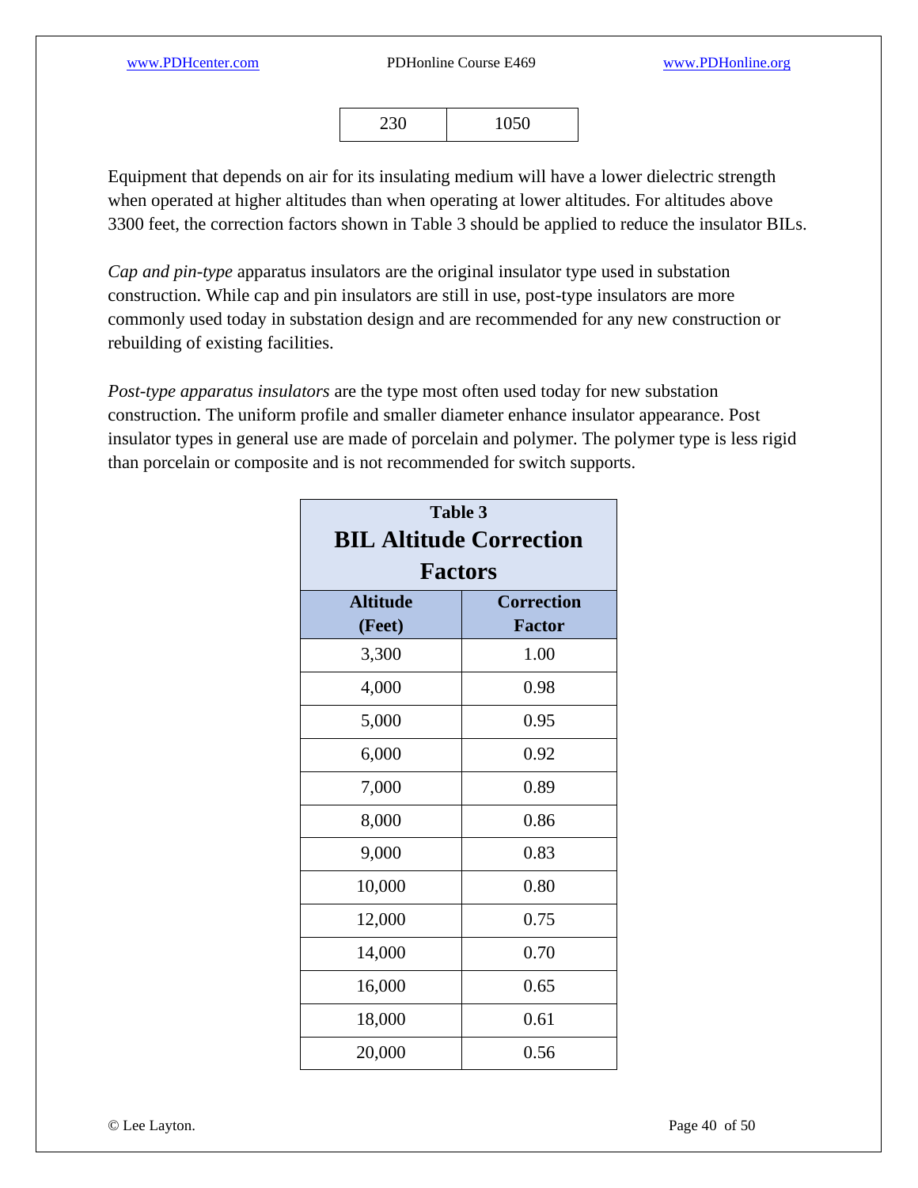| 230 | 1050 |
|---|---|

Equipment that depends on air for its insulating medium will have a lower dielectric strength when operated at higher altitudes than when operating at lower altitudes. For altitudes above 3300 feet, the correction factors shown in Table 3 should be applied to reduce the insulator BILs.

*Cap and pin-type* apparatus insulators are the original insulator type used in substation construction. While cap and pin insulators are still in use, post-type insulators are more commonly used today in substation design and are recommended for any new construction or rebuilding of existing facilities.

*Post-type apparatus insulators* are the type most often used today for new substation construction. The uniform profile and smaller diameter enhance insulator appearance. Post insulator types in general use are made of porcelain and polymer. The polymer type is less rigid than porcelain or composite and is not recommended for switch supports.

**Table 3**
**BIL Altitude Correction Factors**

| Altitude (Feet) | Correction Factor |
|---|---|
| 3,300 | 1.00 |
| 4,000 | 0.98 |
| 5,000 | 0.95 |
| 6,000 | 0.92 |
| 7,000 | 0.89 |
| 8,000 | 0.86 |
| 9,000 | 0.83 |
| 10,000 | 0.80 |
| 12,000 | 0.75 |
| 14,000 | 0.70 |
| 16,000 | 0.65 |
| 18,000 | 0.61 |
| 20,000 | 0.56 |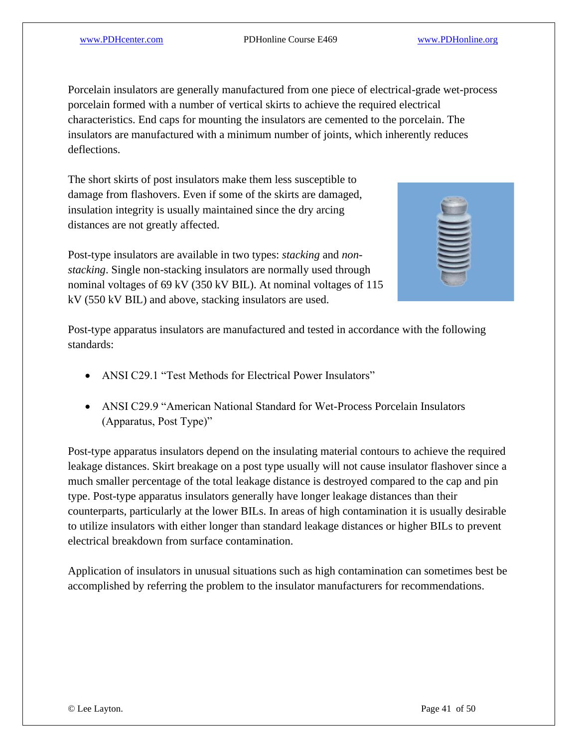Porcelain insulators are generally manufactured from one piece of electrical-grade wet-process porcelain formed with a number of vertical skirts to achieve the required electrical characteristics. End caps for mounting the insulators are cemented to the porcelain. The insulators are manufactured with a minimum number of joints, which inherently reduces deflections.

The short skirts of post insulators make them less susceptible to damage from flashovers. Even if some of the skirts are damaged, insulation integrity is usually maintained since the dry arcing distances are not greatly affected.

Post-type insulators are available in two types: *stacking* and *non-stacking*. Single non-stacking insulators are normally used through nominal voltages of 69 kV (350 kV BIL). At nominal voltages of 115 kV (550 kV BIL) and above, stacking insulators are used.

Post-type apparatus insulators are manufactured and tested in accordance with the following standards:

- ANSI C29.1 "Test Methods for Electrical Power Insulators"
- ANSI C29.9 "American National Standard for Wet-Process Porcelain Insulators (Apparatus, Post Type)"

Post-type apparatus insulators depend on the insulating material contours to achieve the required leakage distances. Skirt breakage on a post type usually will not cause insulator flashover since a much smaller percentage of the total leakage distance is destroyed compared to the cap and pin type. Post-type apparatus insulators generally have longer leakage distances than their counterparts, particularly at the lower BILs. In areas of high contamination it is usually desirable to utilize insulators with either longer than standard leakage distances or higher BILs to prevent electrical breakdown from surface contamination.

Application of insulators in unusual situations such as high contamination can sometimes best be accomplished by referring the problem to the insulator manufacturers for recommendations.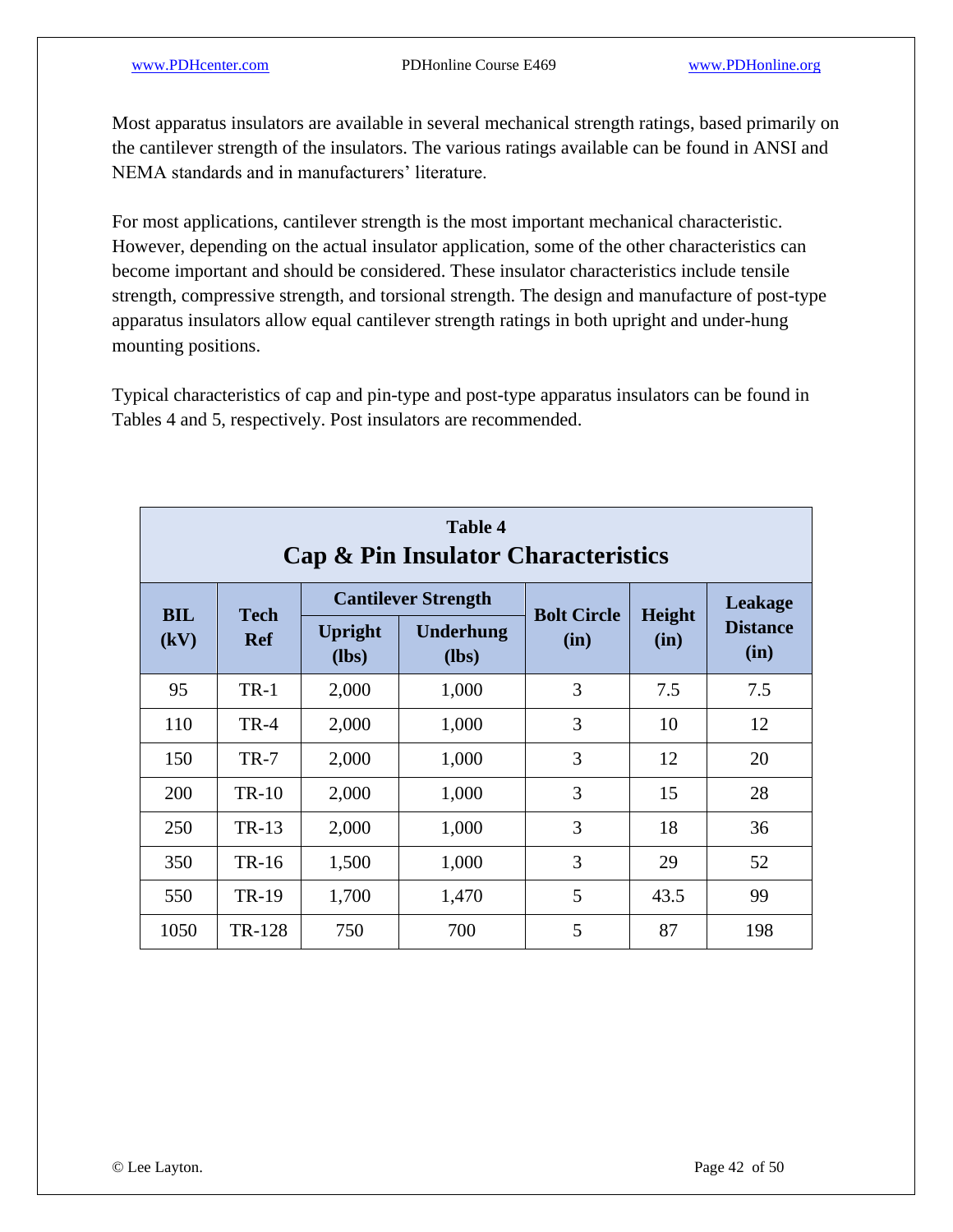Most apparatus insulators are available in several mechanical strength ratings, based primarily on the cantilever strength of the insulators. The various ratings available can be found in ANSI and NEMA standards and in manufacturers' literature.

For most applications, cantilever strength is the most important mechanical characteristic. However, depending on the actual insulator application, some of the other characteristics can become important and should be considered. These insulator characteristics include tensile strength, compressive strength, and torsional strength. The design and manufacture of post-type apparatus insulators allow equal cantilever strength ratings in both upright and under-hung mounting positions.

Typical characteristics of cap and pin-type and post-type apparatus insulators can be found in Tables 4 and 5, respectively. Post insulators are recommended.

**Table 4**
**Cap & Pin Insulator Characteristics**

| BIL (kV) | Tech Ref | Cantilever Strength | | Bolt Circle (in) | Height (in) | Leakage Distance (in) |
|---|---|---|---|---|---|---|
| | | Upright (lbs) | Underhung (lbs) | | | |
| 95 | TR-1 | 2,000 | 1,000 | 3 | 7.5 | 7.5 |
| 110 | TR-4 | 2,000 | 1,000 | 3 | 10 | 12 |
| 150 | TR-7 | 2,000 | 1,000 | 3 | 12 | 20 |
| 200 | TR-10 | 2,000 | 1,000 | 3 | 15 | 28 |
| 250 | TR-13 | 2,000 | 1,000 | 3 | 18 | 36 |
| 350 | TR-16 | 1,500 | 1,000 | 3 | 29 | 52 |
| 550 | TR-19 | 1,700 | 1,470 | 5 | 43.5 | 99 |
| 1050 | TR-128 | 750 | 700 | 5 | 87 | 198 |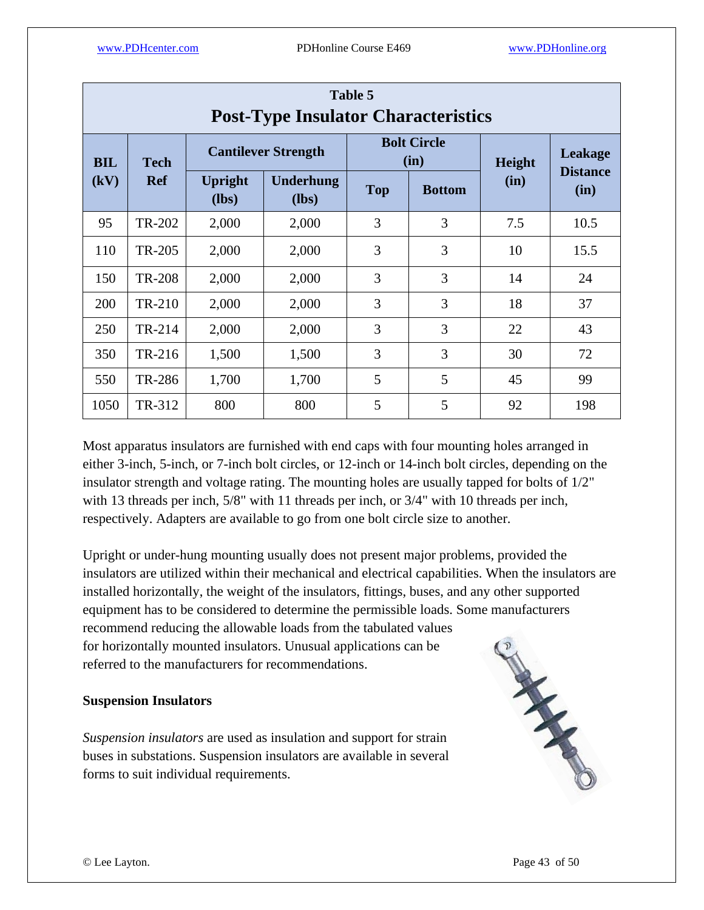**Table 5**
## Post-Type Insulator Characteristics

| BIL (kV) | Tech Ref | Cantilever Strength | | Bolt Circle (in) | | Height (in) | Leakage Distance (in) |
|---|---|---|---|---|---|---|---|
| | | Upright (lbs) | Underhung (lbs) | Top | Bottom | | |
| 95 | TR-202 | 2,000 | 2,000 | 3 | 3 | 7.5 | 10.5 |
| 110 | TR-205 | 2,000 | 2,000 | 3 | 3 | 10 | 15.5 |
| 150 | TR-208 | 2,000 | 2,000 | 3 | 3 | 14 | 24 |
| 200 | TR-210 | 2,000 | 2,000 | 3 | 3 | 18 | 37 |
| 250 | TR-214 | 2,000 | 2,000 | 3 | 3 | 22 | 43 |
| 350 | TR-216 | 1,500 | 1,500 | 3 | 3 | 30 | 72 |
| 550 | TR-286 | 1,700 | 1,700 | 5 | 5 | 45 | 99 |
| 1050 | TR-312 | 800 | 800 | 5 | 5 | 92 | 198 |

Most apparatus insulators are furnished with end caps with four mounting holes arranged in either 3-inch, 5-inch, or 7-inch bolt circles, or 12-inch or 14-inch bolt circles, depending on the insulator strength and voltage rating. The mounting holes are usually tapped for bolts of 1/2" with 13 threads per inch, 5/8" with 11 threads per inch, or 3/4" with 10 threads per inch, respectively. Adapters are available to go from one bolt circle size to another.

Upright or under-hung mounting usually does not present major problems, provided the insulators are utilized within their mechanical and electrical capabilities. When the insulators are installed horizontally, the weight of the insulators, fittings, buses, and any other supported equipment has to be considered to determine the permissible loads. Some manufacturers recommend reducing the allowable loads from the tabulated values for horizontally mounted insulators. Unusual applications can be referred to the manufacturers for recommendations.

**Suspension Insulators**

*Suspension insulators* are used as insulation and support for strain buses in substations. Suspension insulators are available in several forms to suit individual requirements.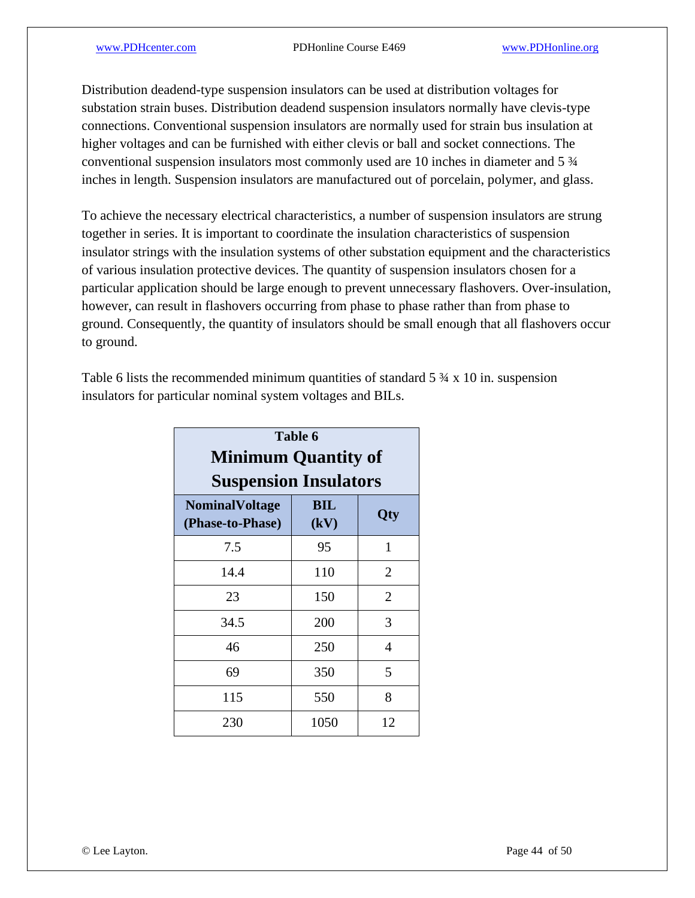Distribution deadend-type suspension insulators can be used at distribution voltages for substation strain buses. Distribution deadend suspension insulators normally have clevis-type connections. Conventional suspension insulators are normally used for strain bus insulation at higher voltages and can be furnished with either clevis or ball and socket connections. The conventional suspension insulators most commonly used are 10 inches in diameter and 5 ¾ inches in length. Suspension insulators are manufactured out of porcelain, polymer, and glass.

To achieve the necessary electrical characteristics, a number of suspension insulators are strung together in series. It is important to coordinate the insulation characteristics of suspension insulator strings with the insulation systems of other substation equipment and the characteristics of various insulation protective devices. The quantity of suspension insulators chosen for a particular application should be large enough to prevent unnecessary flashovers. Over-insulation, however, can result in flashovers occurring from phase to phase rather than from phase to ground. Consequently, the quantity of insulators should be small enough that all flashovers occur to ground.

Table 6 lists the recommended minimum quantities of standard 5 ¾ x 10 in. suspension insulators for particular nominal system voltages and BILs.

**Table 6**
**Minimum Quantity of Suspension Insulators**

| NominalVoltage (Phase-to-Phase) | BIL (kV) | Qty |
|---|---|---|
| 7.5 | 95 | 1 |
| 14.4 | 110 | 2 |
| 23 | 150 | 2 |
| 34.5 | 200 | 3 |
| 46 | 250 | 4 |
| 69 | 350 | 5 |
| 115 | 550 | 8 |
| 230 | 1050 | 12 |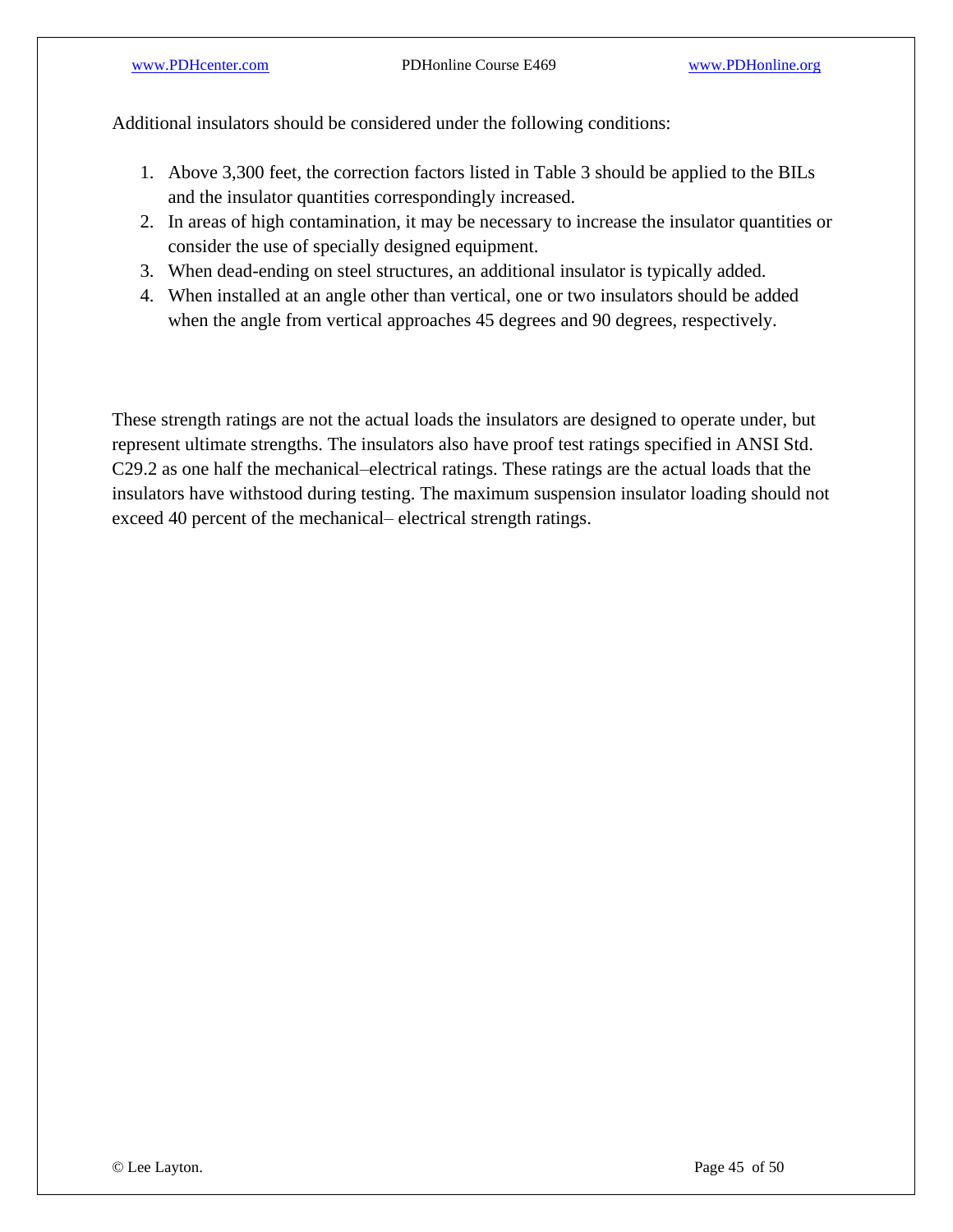Additional insulators should be considered under the following conditions:

1. Above 3,300 feet, the correction factors listed in Table 3 should be applied to the BILs and the insulator quantities correspondingly increased.
2. In areas of high contamination, it may be necessary to increase the insulator quantities or consider the use of specially designed equipment.
3. When dead-ending on steel structures, an additional insulator is typically added.
4. When installed at an angle other than vertical, one or two insulators should be added when the angle from vertical approaches 45 degrees and 90 degrees, respectively.

These strength ratings are not the actual loads the insulators are designed to operate under, but represent ultimate strengths. The insulators also have proof test ratings specified in ANSI Std. C29.2 as one half the mechanical–electrical ratings. These ratings are the actual loads that the insulators have withstood during testing. The maximum suspension insulator loading should not exceed 40 percent of the mechanical– electrical strength ratings.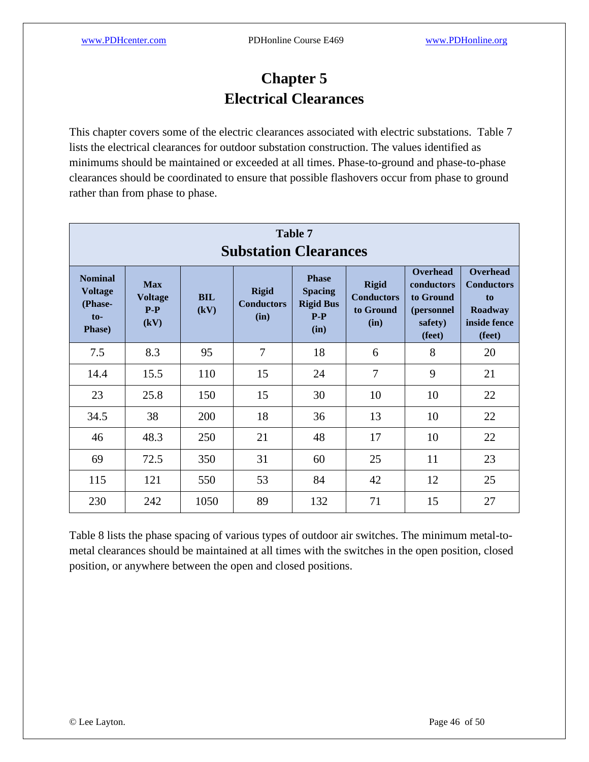# Chapter 5
# Electrical Clearances

This chapter covers some of the electric clearances associated with electric substations. Table 7 lists the electrical clearances for outdoor substation construction. The values identified as minimums should be maintained or exceeded at all times. Phase-to-ground and phase-to-phase clearances should be coordinated to ensure that possible flashovers occur from phase to ground rather than from phase to phase.

**Table 7**
**Substation Clearances**

| Nominal Voltage (Phase-to-Phase) | Max Voltage P-P (kV) | BIL (kV) | Rigid Conductors (in) | Phase Spacing Rigid Bus P-P (in) | Rigid Conductors to Ground (in) | Overhead conductors to Ground (personnel safety) (feet) | Overhead Conductors to Roadway inside fence (feet) |
|---|---|---|---|---|---|---|---|
| 7.5 | 8.3 | 95 | 7 | 18 | 6 | 8 | 20 |
| 14.4 | 15.5 | 110 | 15 | 24 | 7 | 9 | 21 |
| 23 | 25.8 | 150 | 15 | 30 | 10 | 10 | 22 |
| 34.5 | 38 | 200 | 18 | 36 | 13 | 10 | 22 |
| 46 | 48.3 | 250 | 21 | 48 | 17 | 10 | 22 |
| 69 | 72.5 | 350 | 31 | 60 | 25 | 11 | 23 |
| 115 | 121 | 550 | 53 | 84 | 42 | 12 | 25 |
| 230 | 242 | 1050 | 89 | 132 | 71 | 15 | 27 |

Table 8 lists the phase spacing of various types of outdoor air switches. The minimum metal-to-metal clearances should be maintained at all times with the switches in the open position, closed position, or anywhere between the open and closed positions.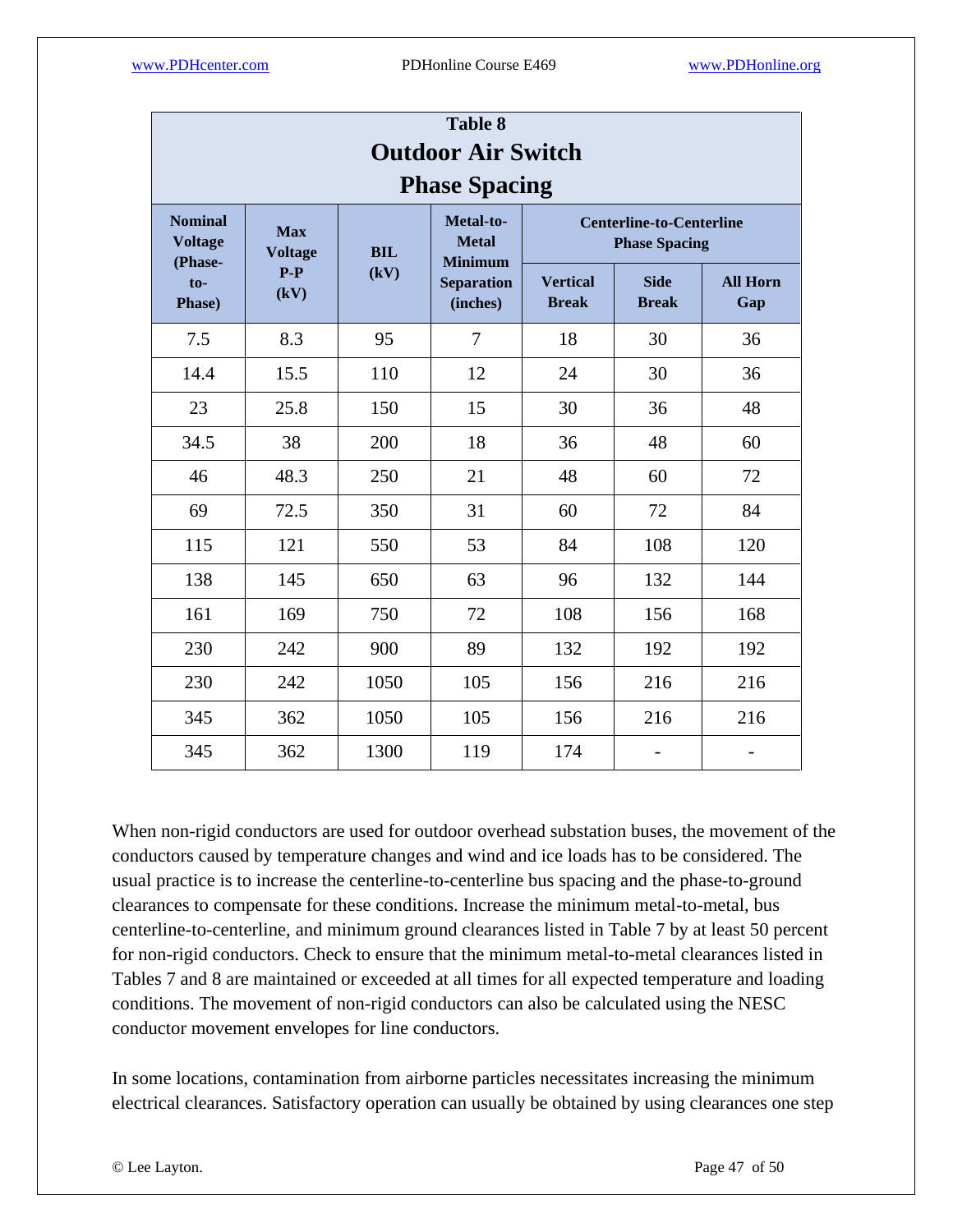**Table 8**

**Outdoor Air Switch Phase Spacing**

| Nominal Voltage (Phase-to-Phase) | Max Voltage P-P (kV) | BIL (kV) | Metal-to-Metal Minimum Separation (inches) | Centerline-to-Centerline Phase Spacing | | |
|---|---|---|---|---|---|---|
| | | | | Vertical Break | Side Break | All Horn Gap |
| 7.5 | 8.3 | 95 | 7 | 18 | 30 | 36 |
| 14.4 | 15.5 | 110 | 12 | 24 | 30 | 36 |
| 23 | 25.8 | 150 | 15 | 30 | 36 | 48 |
| 34.5 | 38 | 200 | 18 | 36 | 48 | 60 |
| 46 | 48.3 | 250 | 21 | 48 | 60 | 72 |
| 69 | 72.5 | 350 | 31 | 60 | 72 | 84 |
| 115 | 121 | 550 | 53 | 84 | 108 | 120 |
| 138 | 145 | 650 | 63 | 96 | 132 | 144 |
| 161 | 169 | 750 | 72 | 108 | 156 | 168 |
| 230 | 242 | 900 | 89 | 132 | 192 | 192 |
| 230 | 242 | 1050 | 105 | 156 | 216 | 216 |
| 345 | 362 | 1050 | 105 | 156 | 216 | 216 |
| 345 | 362 | 1300 | 119 | 174 | - | - |

When non-rigid conductors are used for outdoor overhead substation buses, the movement of the conductors caused by temperature changes and wind and ice loads has to be considered. The usual practice is to increase the centerline-to-centerline bus spacing and the phase-to-ground clearances to compensate for these conditions. Increase the minimum metal-to-metal, bus centerline-to-centerline, and minimum ground clearances listed in Table 7 by at least 50 percent for non-rigid conductors. Check to ensure that the minimum metal-to-metal clearances listed in Tables 7 and 8 are maintained or exceeded at all times for all expected temperature and loading conditions. The movement of non-rigid conductors can also be calculated using the NESC conductor movement envelopes for line conductors.

In some locations, contamination from airborne particles necessitates increasing the minimum electrical clearances. Satisfactory operation can usually be obtained by using clearances one step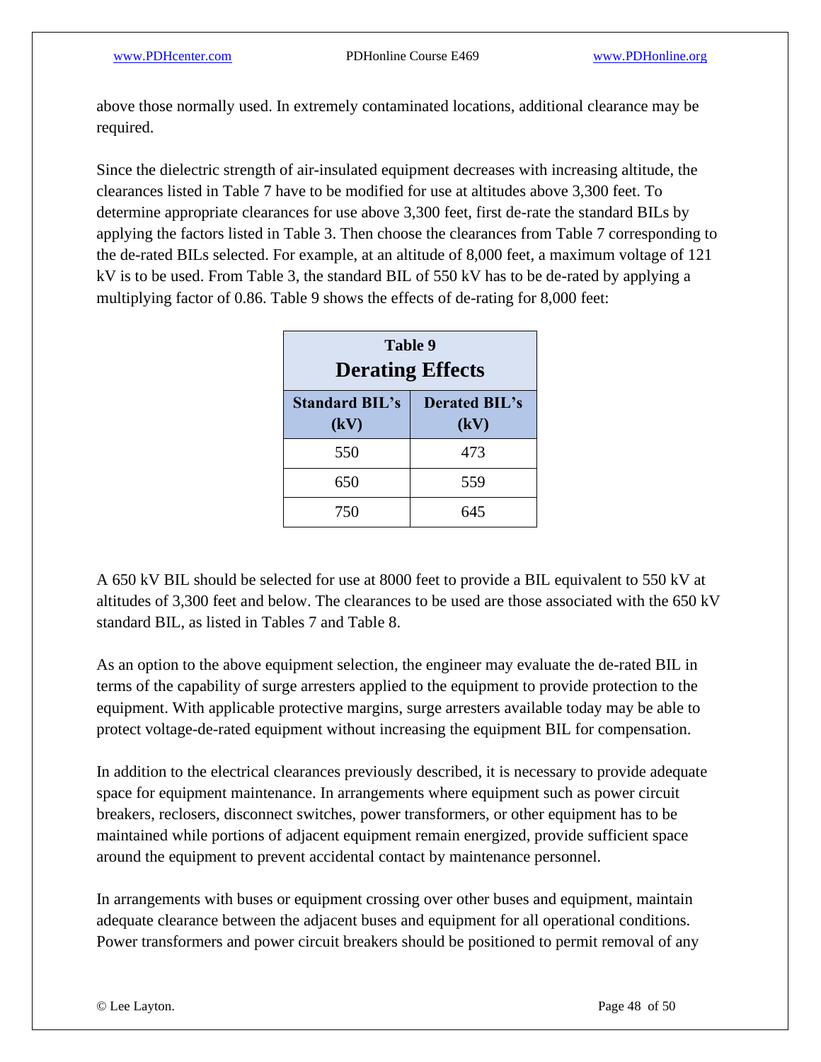above those normally used. In extremely contaminated locations, additional clearance may be required.

Since the dielectric strength of air-insulated equipment decreases with increasing altitude, the clearances listed in Table 7 have to be modified for use at altitudes above 3,300 feet. To determine appropriate clearances for use above 3,300 feet, first de-rate the standard BILs by applying the factors listed in Table 3. Then choose the clearances from Table 7 corresponding to the de-rated BILs selected. For example, at an altitude of 8,000 feet, a maximum voltage of 121 kV is to be used. From Table 3, the standard BIL of 550 kV has to be de-rated by applying a multiplying factor of 0.86. Table 9 shows the effects of de-rating for 8,000 feet:

**Table 9**
**Derating Effects**

| Standard BIL's (kV) | Derated BIL's (kV) |
|---|---|
| 550 | 473 |
| 650 | 559 |
| 750 | 645 |

A 650 kV BIL should be selected for use at 8000 feet to provide a BIL equivalent to 550 kV at altitudes of 3,300 feet and below. The clearances to be used are those associated with the 650 kV standard BIL, as listed in Tables 7 and Table 8.

As an option to the above equipment selection, the engineer may evaluate the de-rated BIL in terms of the capability of surge arresters applied to the equipment to provide protection to the equipment. With applicable protective margins, surge arresters available today may be able to protect voltage-de-rated equipment without increasing the equipment BIL for compensation.

In addition to the electrical clearances previously described, it is necessary to provide adequate space for equipment maintenance. In arrangements where equipment such as power circuit breakers, reclosers, disconnect switches, power transformers, or other equipment has to be maintained while portions of adjacent equipment remain energized, provide sufficient space around the equipment to prevent accidental contact by maintenance personnel.

In arrangements with buses or equipment crossing over other buses and equipment, maintain adequate clearance between the adjacent buses and equipment for all operational conditions. Power transformers and power circuit breakers should be positioned to permit removal of any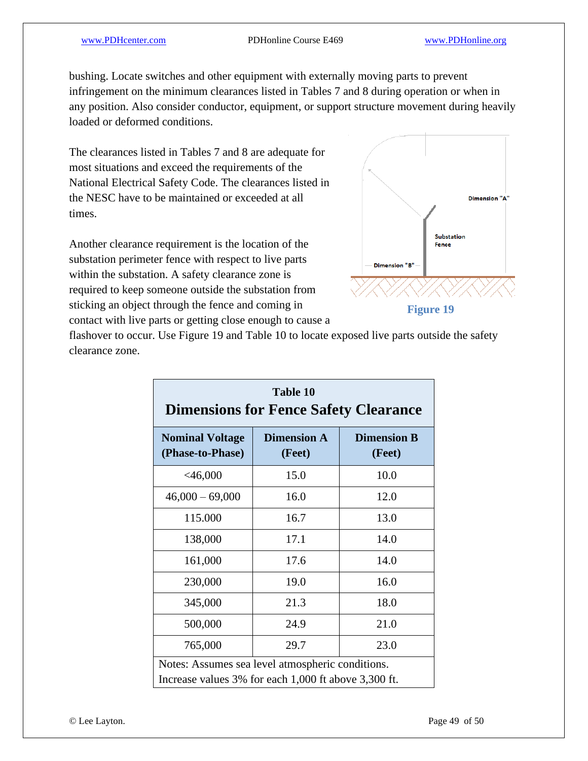bushing. Locate switches and other equipment with externally moving parts to prevent infringement on the minimum clearances listed in Tables 7 and 8 during operation or when in any position. Also consider conductor, equipment, or support structure movement during heavily loaded or deformed conditions.

The clearances listed in Tables 7 and 8 are adequate for most situations and exceed the requirements of the National Electrical Safety Code. The clearances listed in the NESC have to be maintained or exceeded at all times.

Another clearance requirement is the location of the substation perimeter fence with respect to live parts within the substation. A safety clearance zone is required to keep someone outside the substation from sticking an object through the fence and coming in contact with live parts or getting close enough to cause a flashover to occur. Use Figure 19 and Table 10 to locate exposed live parts outside the safety clearance zone.

Dimension "A"

Substation Fence

Dimension "B"

**Figure 19**

**Table 10**
**Dimensions for Fence Safety Clearance**

| Nominal Voltage (Phase-to-Phase) | Dimension A (Feet) | Dimension B (Feet) |
|---|---|---|
| <46,000 | 15.0 | 10.0 |
| 46,000 – 69,000 | 16.0 | 12.0 |
| 115.000 | 16.7 | 13.0 |
| 138,000 | 17.1 | 14.0 |
| 161,000 | 17.6 | 14.0 |
| 230,000 | 19.0 | 16.0 |
| 345,000 | 21.3 | 18.0 |
| 500,000 | 24.9 | 21.0 |
| 765,000 | 29.7 | 23.0 |

Notes: Assumes sea level atmospheric conditions. Increase values 3% for each 1,000 ft above 3,300 ft.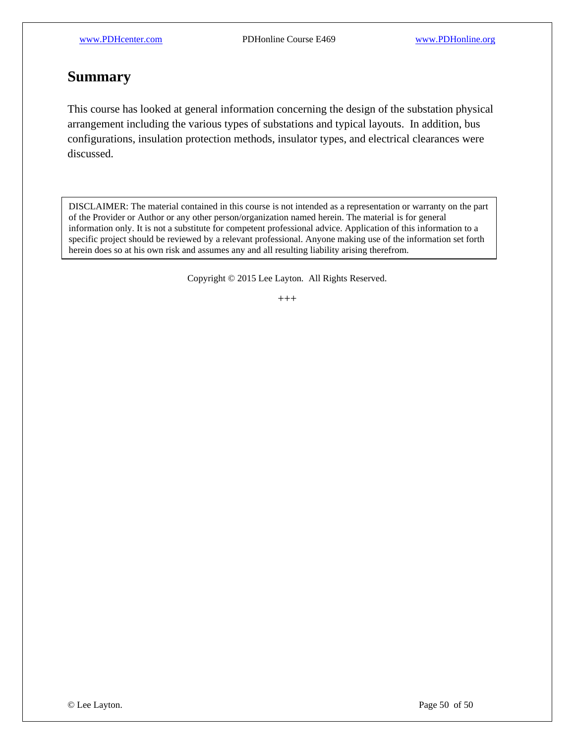## Summary

This course has looked at general information concerning the design of the substation physical arrangement including the various types of substations and typical layouts. In addition, bus configurations, insulation protection methods, insulator types, and electrical clearances were discussed.

DISCLAIMER: The material contained in this course is not intended as a representation or warranty on the part of the Provider or Author or any other person/organization named herein. The material is for general information only. It is not a substitute for competent professional advice. Application of this information to a specific project should be reviewed by a relevant professional. Anyone making use of the information set forth herein does so at his own risk and assumes any and all resulting liability arising therefrom.

Copyright © 2015 Lee Layton. All Rights Reserved.

+++